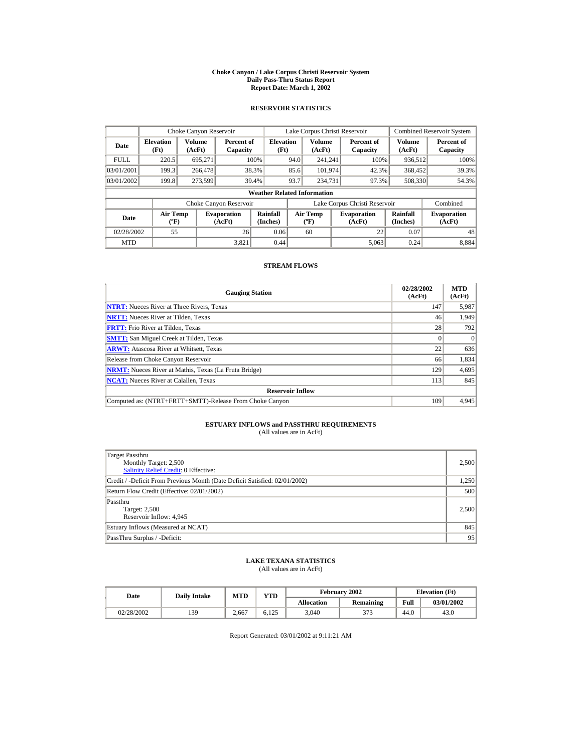# Choke Canyon / Lake Corpus Christi Reservoir System
## Daily Pass-Thru Status Report
### Report Date: March 1, 2002

## RESERVOIR STATISTICS

| | Choke Canyon Reservoir | | | Lake Corpus Christi Reservoir | | | Combined Reservoir System | |
|---|---|---|---|---|---|---|---|---|
| Date | Elevation (Ft) | Volume (AcFt) | Percent of Capacity | Elevation (Ft) | Volume (AcFt) | Percent of Capacity | Volume (AcFt) | Percent of Capacity |
| FULL | 220.5 | 695,271 | 100% | 94.0 | 241,241 | 100% | 936,512 | 100% |
| 03/01/2001 | 199.3 | 266,478 | 38.3% | 85.6 | 101,974 | 42.3% | 368,452 | 39.3% |
| 03/01/2002 | 199.8 | 273,599 | 39.4% | 93.7 | 234,731 | 97.3% | 508,330 | 54.3% |

**Weather Related Information**

| | Choke Canyon Reservoir | | | Lake Corpus Christi Reservoir | | | Combined |
|---|---|---|---|---|---|---|---|
| Date | Air Temp (ºF) | Evaporation (AcFt) | Rainfall (Inches) | Air Temp (ºF) | Evaporation (AcFt) | Rainfall (Inches) | Evaporation (AcFt) |
| 02/28/2002 | 55 | 26 | 0.06 | 60 | 22 | 0.07 | 48 |
| MTD | | 3,821 | 0.44 | | 5,063 | 0.24 | 8,884 |

## STREAM FLOWS

| Gauging Station | 02/28/2002 (AcFt) | MTD (AcFt) |
|---|---|---|
| NTRT: Nueces River at Three Rivers, Texas | 147 | 5,987 |
| NRTT: Nueces River at Tilden, Texas | 46 | 1,949 |
| FRTT: Frio River at Tilden, Texas | 28 | 792 |
| SMTT: San Miguel Creek at Tilden, Texas | 0 | 0 |
| ARWT: Atascosa River at Whitsett, Texas | 22 | 636 |
| Release from Choke Canyon Reservoir | 66 | 1,834 |
| NRMT: Nueces River at Mathis, Texas (La Fruta Bridge) | 129 | 4,695 |
| NCAT: Nueces River at Calallen, Texas | 113 | 845 |
| **Reservoir Inflow** | | |
| Computed as: (NTRT+FRTT+SMTT)-Release From Choke Canyon | 109 | 4,945 |

## ESTUARY INFLOWS and PASSTHRU REQUIREMENTS
(All values are in AcFt)

| | |
|---|---|
| Target Passthru<br>Monthly Target: 2,500<br>Salinity Relief Credit: 0 Effective: | 2,500 |
| Credit / -Deficit From Previous Month (Date Deficit Satisfied: 02/01/2002) | 1,250 |
| Return Flow Credit (Effective: 02/01/2002) | 500 |
| Passthru<br>Target: 2,500<br>Reservoir Inflow: 4,945 | 2,500 |
| Estuary Inflows (Measured at NCAT) | 845 |
| PassThru Surplus / -Deficit: | 95 |

## LAKE TEXANA STATISTICS
(All values are in AcFt)

| Date | Daily Intake | MTD | YTD | February 2002 | | Elevation (Ft) | |
|---|---|---|---|---|---|---|---|
| | | | | Allocation | Remaining | Full | 03/01/2002 |
| 02/28/2002 | 139 | 2,667 | 6,125 | 3,040 | 373 | 44.0 | 43.0 |

Report Generated: 03/01/2002 at 9:11:21 AM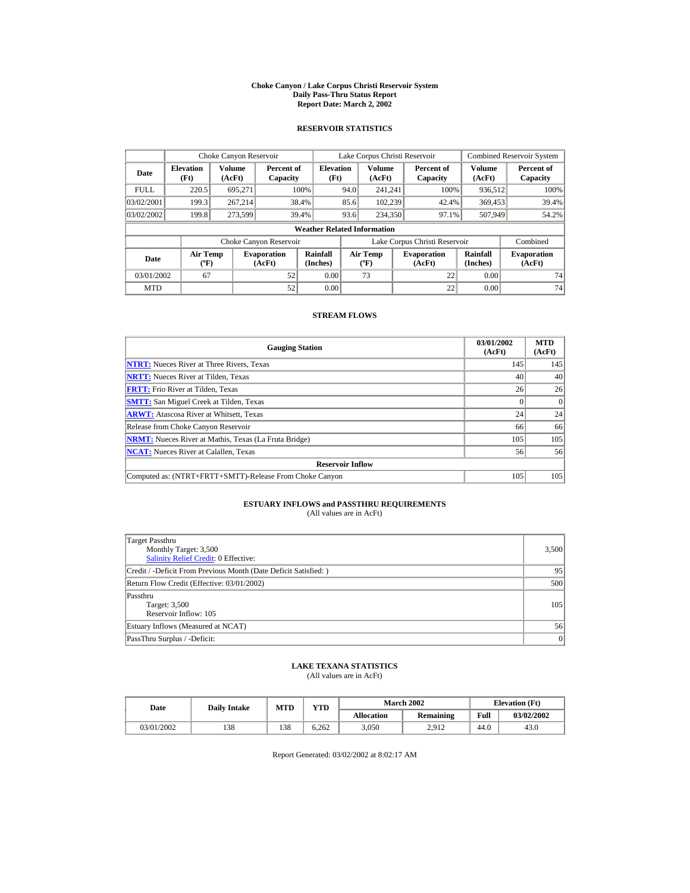# Choke Canyon / Lake Corpus Christi Reservoir System
## Daily Pass-Thru Status Report
### Report Date: March 2, 2002

## RESERVOIR STATISTICS

| Date | Choke Canyon Reservoir | | | Lake Corpus Christi Reservoir | | | Combined Reservoir System | |
|---|---|---|---|---|---|---|---|---|
| | Elevation (Ft) | Volume (AcFt) | Percent of Capacity | Elevation (Ft) | Volume (AcFt) | Percent of Capacity | Volume (AcFt) | Percent of Capacity |
| FULL | 220.5 | 695,271 | 100% | 94.0 | 241,241 | 100% | 936,512 | 100% |
| 03/02/2001 | 199.3 | 267,214 | 38.4% | 85.6 | 102,239 | 42.4% | 369,453 | 39.4% |
| 03/02/2002 | 199.8 | 273,599 | 39.4% | 93.6 | 234,350 | 97.1% | 507,949 | 54.2% |

**Weather Related Information**

| Date | Choke Canyon Reservoir | | | Lake Corpus Christi Reservoir | | | Combined |
|---|---|---|---|---|---|---|---|
| | Air Temp (ºF) | Evaporation (AcFt) | Rainfall (Inches) | Air Temp (ºF) | Evaporation (AcFt) | Rainfall (Inches) | Evaporation (AcFt) |
| 03/01/2002 | 67 | 52 | 0.00 | 73 | 22 | 0.00 | 74 |
| MTD | | 52 | 0.00 | | 22 | 0.00 | 74 |

## STREAM FLOWS

| Gauging Station | 03/01/2002 (AcFt) | MTD (AcFt) |
|---|---|---|
| NTRT: Nueces River at Three Rivers, Texas | 145 | 145 |
| NRTT: Nueces River at Tilden, Texas | 40 | 40 |
| FRTT: Frio River at Tilden, Texas | 26 | 26 |
| SMTT: San Miguel Creek at Tilden, Texas | 0 | 0 |
| ARWT: Atascosa River at Whitsett, Texas | 24 | 24 |
| Release from Choke Canyon Reservoir | 66 | 66 |
| NRMT: Nueces River at Mathis, Texas (La Fruta Bridge) | 105 | 105 |
| NCAT: Nueces River at Calallen, Texas | 56 | 56 |
| **Reservoir Inflow** | | |
| Computed as: (NTRT+FRTT+SMTT)-Release From Choke Canyon | 105 | 105 |

## ESTUARY INFLOWS and PASSTHRU REQUIREMENTS
(All values are in AcFt)

| | |
|---|---|
| Target Passthru<br>Monthly Target: 3,500<br>Salinity Relief Credit: 0 Effective: | 3,500 |
| Credit / -Deficit From Previous Month (Date Deficit Satisfied: ) | 95 |
| Return Flow Credit (Effective: 03/01/2002) | 500 |
| Passthru<br>Target: 3,500<br>Reservoir Inflow: 105 | 105 |
| Estuary Inflows (Measured at NCAT) | 56 |
| PassThru Surplus / -Deficit: | 0 |

## LAKE TEXANA STATISTICS
(All values are in AcFt)

| Date | Daily Intake | MTD | YTD | March 2002 | | Elevation (Ft) | |
|---|---|---|---|---|---|---|---|
| | | | | Allocation | Remaining | Full | 03/02/2002 |
| 03/01/2002 | 138 | 138 | 6,262 | 3,050 | 2,912 | 44.0 | 43.0 |

Report Generated: 03/02/2002 at 8:02:17 AM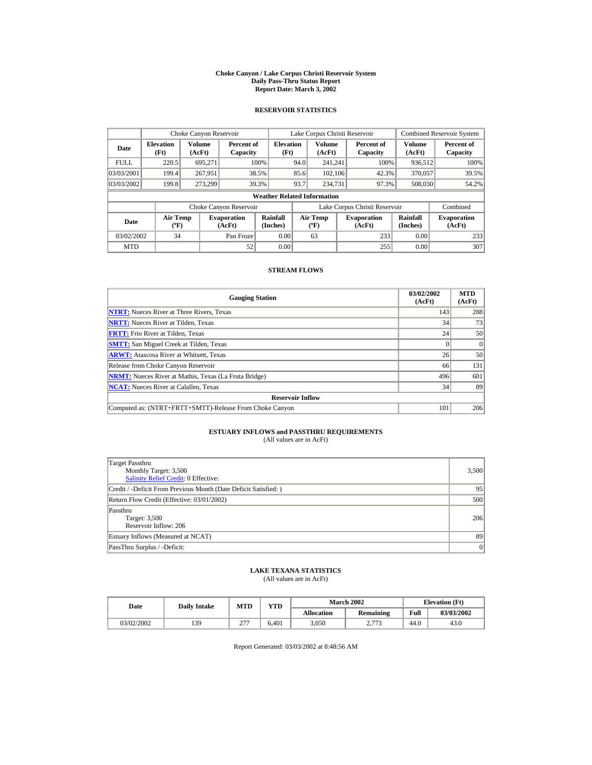# Choke Canyon / Lake Corpus Christi Reservoir System
## Daily Pass-Thru Status Report
### Report Date: March 3, 2002

## RESERVOIR STATISTICS

| Date | Choke Canyon Reservoir | | | Lake Corpus Christi Reservoir | | | Combined Reservoir System | |
|---|---|---|---|---|---|---|---|---|
| | Elevation (Ft) | Volume (AcFt) | Percent of Capacity | Elevation (Ft) | Volume (AcFt) | Percent of Capacity | Volume (AcFt) | Percent of Capacity |
| FULL | 220.5 | 695,271 | 100% | 94.0 | 241,241 | 100% | 936,512 | 100% |
| 03/03/2001 | 199.4 | 267,951 | 38.5% | 85.6 | 102,106 | 42.3% | 370,057 | 39.5% |
| 03/03/2002 | 199.8 | 273,299 | 39.3% | 93.7 | 234,731 | 97.3% | 508,030 | 54.2% |

**Weather Related Information**

| Date | Choke Canyon Reservoir | | | Lake Corpus Christi Reservoir | | | Combined |
|---|---|---|---|---|---|---|---|
| | Air Temp (ºF) | Evaporation (AcFt) | Rainfall (Inches) | Air Temp (ºF) | Evaporation (AcFt) | Rainfall (Inches) | Evaporation (AcFt) |
| 03/02/2002 | 34 | Pan Froze | 0.00 | 63 | 233 | 0.00 | 233 |
| MTD | | 52 | 0.00 | | 255 | 0.00 | 307 |

## STREAM FLOWS

| Gauging Station | 03/02/2002 (AcFt) | MTD (AcFt) |
|---|---|---|
| NTRT: Nueces River at Three Rivers, Texas | 143 | 288 |
| NRTT: Nueces River at Tilden, Texas | 34 | 73 |
| FRTT: Frio River at Tilden, Texas | 24 | 50 |
| SMTT: San Miguel Creek at Tilden, Texas | 0 | 0 |
| ARWT: Atascosa River at Whitsett, Texas | 26 | 50 |
| Release from Choke Canyon Reservoir | 66 | 131 |
| NRMT: Nueces River at Mathis, Texas (La Fruta Bridge) | 496 | 601 |
| NCAT: Nueces River at Calallen, Texas | 34 | 89 |
| **Reservoir Inflow** | | |
| Computed as: (NTRT+FRTT+SMTT)-Release From Choke Canyon | 101 | 206 |

## ESTUARY INFLOWS and PASSTHRU REQUIREMENTS
(All values are in AcFt)

| | |
|---|---|
| Target Passthru<br>Monthly Target: 3,500<br>Salinity Relief Credit: 0 Effective: | 3,500 |
| Credit / -Deficit From Previous Month (Date Deficit Satisfied: ) | 95 |
| Return Flow Credit (Effective: 03/01/2002) | 500 |
| Passthru<br>Target: 3,500<br>Reservoir Inflow: 206 | 206 |
| Estuary Inflows (Measured at NCAT) | 89 |
| PassThru Surplus / -Deficit: | 0 |

## LAKE TEXANA STATISTICS
(All values are in AcFt)

| Date | Daily Intake | MTD | YTD | March 2002 | | Elevation (Ft) | |
|---|---|---|---|---|---|---|---|
| | | | | Allocation | Remaining | Full | 03/03/2002 |
| 03/02/2002 | 139 | 277 | 6,401 | 3,050 | 2,773 | 44.0 | 43.0 |

Report Generated: 03/03/2002 at 8:48:56 AM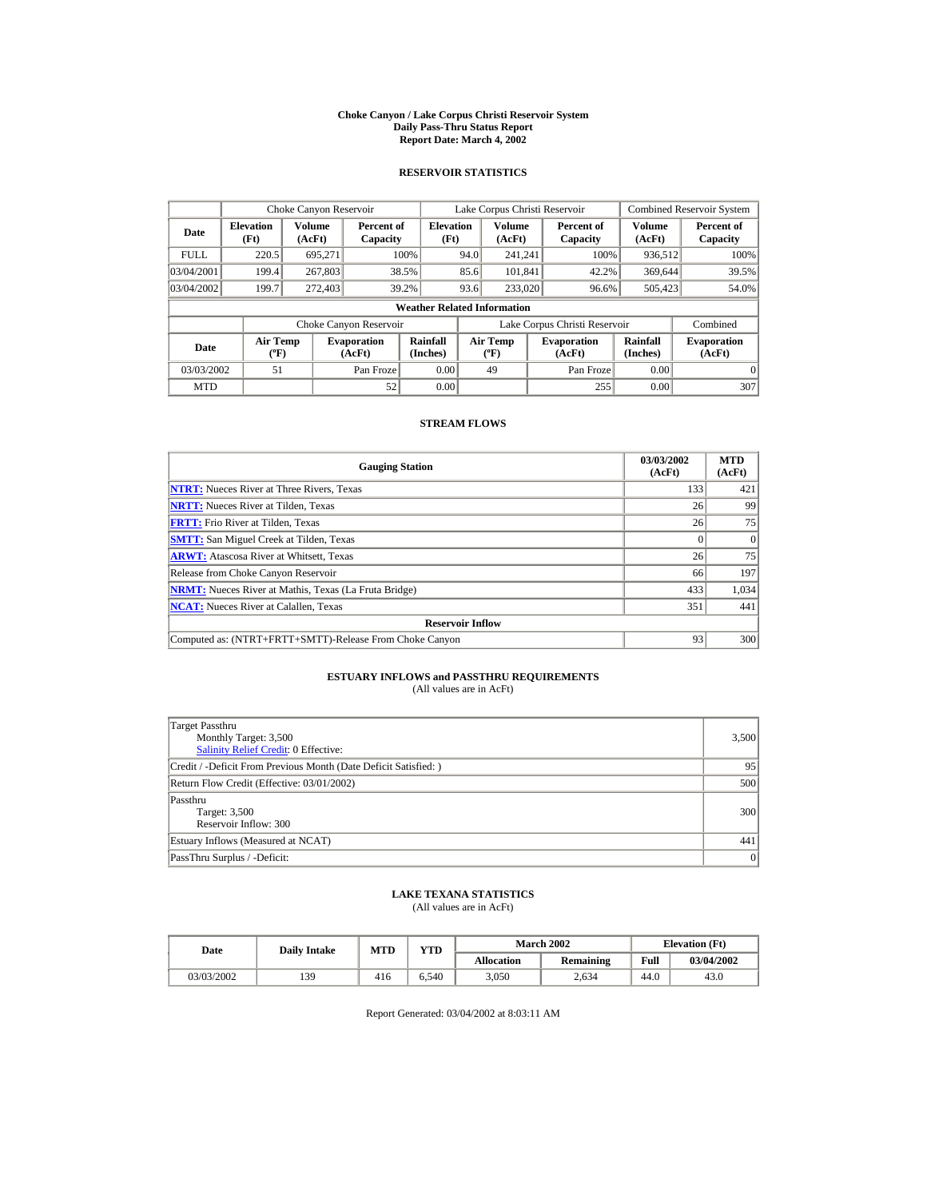**Choke Canyon / Lake Corpus Christi Reservoir System**
**Daily Pass-Thru Status Report**
**Report Date: March 4, 2002**

## RESERVOIR STATISTICS

| | Choke Canyon Reservoir | | | Lake Corpus Christi Reservoir | | | Combined Reservoir System | |
|---|---|---|---|---|---|---|---|---|
| **Date** | **Elevation (Ft)** | **Volume (AcFt)** | **Percent of Capacity** | **Elevation (Ft)** | **Volume (AcFt)** | **Percent of Capacity** | **Volume (AcFt)** | **Percent of Capacity** |
| FULL | 220.5 | 695,271 | 100% | 94.0 | 241,241 | 100% | 936,512 | 100% |
| 03/04/2001 | 199.4 | 267,803 | 38.5% | 85.6 | 101,841 | 42.2% | 369,644 | 39.5% |
| 03/04/2002 | 199.7 | 272,403 | 39.2% | 93.6 | 233,020 | 96.6% | 505,423 | 54.0% |

**Weather Related Information**

| | Choke Canyon Reservoir | | | Lake Corpus Christi Reservoir | | | Combined |
|---|---|---|---|---|---|---|---|
| **Date** | **Air Temp (ºF)** | **Evaporation (AcFt)** | **Rainfall (Inches)** | **Air Temp (ºF)** | **Evaporation (AcFt)** | **Rainfall (Inches)** | **Evaporation (AcFt)** |
| 03/03/2002 | 51 | Pan Froze | 0.00 | 49 | Pan Froze | 0.00 | 0 |
| MTD | | 52 | 0.00 | | 255 | 0.00 | 307 |

## STREAM FLOWS

| Gauging Station | 03/03/2002 (AcFt) | MTD (AcFt) |
|---|---|---|
| NTRT: Nueces River at Three Rivers, Texas | 133 | 421 |
| NRTT: Nueces River at Tilden, Texas | 26 | 99 |
| FRTT: Frio River at Tilden, Texas | 26 | 75 |
| SMTT: San Miguel Creek at Tilden, Texas | 0 | 0 |
| ARWT: Atascosa River at Whitsett, Texas | 26 | 75 |
| Release from Choke Canyon Reservoir | 66 | 197 |
| NRMT: Nueces River at Mathis, Texas (La Fruta Bridge) | 433 | 1,034 |
| NCAT: Nueces River at Calallen, Texas | 351 | 441 |
| **Reservoir Inflow** | | |
| Computed as: (NTRT+FRTT+SMTT)-Release From Choke Canyon | 93 | 300 |

## ESTUARY INFLOWS and PASSTHRU REQUIREMENTS

(All values are in AcFt)

| | |
|---|---|
| Target Passthru<br>Monthly Target: 3,500<br>Salinity Relief Credit: 0 Effective: | 3,500 |
| Credit / -Deficit From Previous Month (Date Deficit Satisfied: ) | 95 |
| Return Flow Credit (Effective: 03/01/2002) | 500 |
| Passthru<br>Target: 3,500<br>Reservoir Inflow: 300 | 300 |
| Estuary Inflows (Measured at NCAT) | 441 |
| PassThru Surplus / -Deficit: | 0 |

## LAKE TEXANA STATISTICS

(All values are in AcFt)

| Date | Daily Intake | MTD | YTD | March 2002 | | Elevation (Ft) | |
|---|---|---|---|---|---|---|---|
| | | | | **Allocation** | **Remaining** | **Full** | **03/04/2002** |
| 03/03/2002 | 139 | 416 | 6,540 | 3,050 | 2,634 | 44.0 | 43.0 |

Report Generated: 03/04/2002 at 8:03:11 AM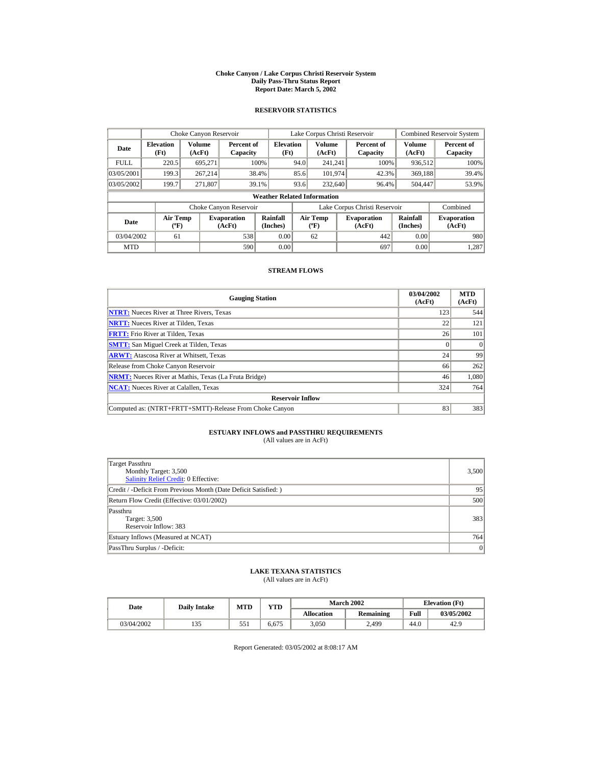# Choke Canyon / Lake Corpus Christi Reservoir System
## Daily Pass-Thru Status Report
## Report Date: March 5, 2002

### RESERVOIR STATISTICS

| Date | Choke Canyon Reservoir | | | Lake Corpus Christi Reservoir | | | Combined Reservoir System | |
|---|---|---|---|---|---|---|---|---|
| | Elevation (Ft) | Volume (AcFt) | Percent of Capacity | Elevation (Ft) | Volume (AcFt) | Percent of Capacity | Volume (AcFt) | Percent of Capacity |
| FULL | 220.5 | 695,271 | 100% | 94.0 | 241,241 | 100% | 936,512 | 100% |
| 03/05/2001 | 199.3 | 267,214 | 38.4% | 85.6 | 101,974 | 42.3% | 369,188 | 39.4% |
| 03/05/2002 | 199.7 | 271,807 | 39.1% | 93.6 | 232,640 | 96.4% | 504,447 | 53.9% |

**Weather Related Information**

| Date | Choke Canyon Reservoir | | | Lake Corpus Christi Reservoir | | | Combined |
|---|---|---|---|---|---|---|---|
| | Air Temp (ºF) | Evaporation (AcFt) | Rainfall (Inches) | Air Temp (ºF) | Evaporation (AcFt) | Rainfall (Inches) | Evaporation (AcFt) |
| 03/04/2002 | 61 | 538 | 0.00 | 62 | 442 | 0.00 | 980 |
| MTD | | 590 | 0.00 | | 697 | 0.00 | 1,287 |

### STREAM FLOWS

| Gauging Station | 03/04/2002 (AcFt) | MTD (AcFt) |
|---|---|---|
| NTRT: Nueces River at Three Rivers, Texas | 123 | 544 |
| NRTT: Nueces River at Tilden, Texas | 22 | 121 |
| FRTT: Frio River at Tilden, Texas | 26 | 101 |
| SMTT: San Miguel Creek at Tilden, Texas | 0 | 0 |
| ARWT: Atascosa River at Whitsett, Texas | 24 | 99 |
| Release from Choke Canyon Reservoir | 66 | 262 |
| NRMT: Nueces River at Mathis, Texas (La Fruta Bridge) | 46 | 1,080 |
| NCAT: Nueces River at Calallen, Texas | 324 | 764 |
| **Reservoir Inflow** | | |
| Computed as: (NTRT+FRTT+SMTT)-Release From Choke Canyon | 83 | 383 |

### ESTUARY INFLOWS and PASSTHRU REQUIREMENTS
(All values are in AcFt)

| | |
|---|---|
| Target Passthru<br>Monthly Target: 3,500<br>Salinity Relief Credit: 0 Effective: | 3,500 |
| Credit / -Deficit From Previous Month (Date Deficit Satisfied: ) | 95 |
| Return Flow Credit (Effective: 03/01/2002) | 500 |
| Passthru<br>Target: 3,500<br>Reservoir Inflow: 383 | 383 |
| Estuary Inflows (Measured at NCAT) | 764 |
| PassThru Surplus / -Deficit: | 0 |

### LAKE TEXANA STATISTICS
(All values are in AcFt)

| Date | Daily Intake | MTD | YTD | March 2002 | | Elevation (Ft) | |
|---|---|---|---|---|---|---|---|
| | | | | Allocation | Remaining | Full | 03/05/2002 |
| 03/04/2002 | 135 | 551 | 6,675 | 3,050 | 2,499 | 44.0 | 42.9 |

Report Generated: 03/05/2002 at 8:08:17 AM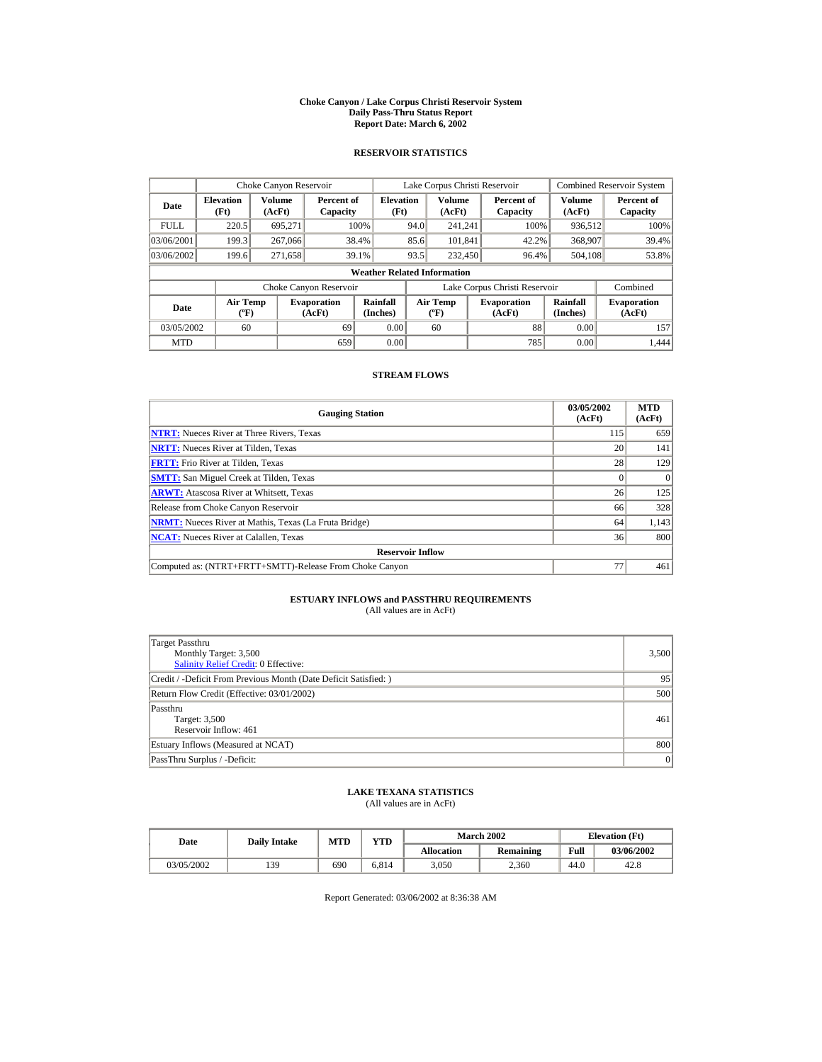# Choke Canyon / Lake Corpus Christi Reservoir System
## Daily Pass-Thru Status Report
## Report Date: March 6, 2002

### RESERVOIR STATISTICS

| | Choke Canyon Reservoir | | | Lake Corpus Christi Reservoir | | | Combined Reservoir System | |
|---|---|---|---|---|---|---|---|---|
| Date | Elevation (Ft) | Volume (AcFt) | Percent of Capacity | Elevation (Ft) | Volume (AcFt) | Percent of Capacity | Volume (AcFt) | Percent of Capacity |
| FULL | 220.5 | 695,271 | 100% | 94.0 | 241,241 | 100% | 936,512 | 100% |
| 03/06/2001 | 199.3 | 267,066 | 38.4% | 85.6 | 101,841 | 42.2% | 368,907 | 39.4% |
| 03/06/2002 | 199.6 | 271,658 | 39.1% | 93.5 | 232,450 | 96.4% | 504,108 | 53.8% |

**Weather Related Information**

| | Choke Canyon Reservoir | | | Lake Corpus Christi Reservoir | | | Combined |
|---|---|---|---|---|---|---|---|
| Date | Air Temp (ºF) | Evaporation (AcFt) | Rainfall (Inches) | Air Temp (ºF) | Evaporation (AcFt) | Rainfall (Inches) | Evaporation (AcFt) |
| 03/05/2002 | 60 | 69 | 0.00 | 60 | 88 | 0.00 | 157 |
| MTD | | 659 | 0.00 | | 785 | 0.00 | 1,444 |

### STREAM FLOWS

| Gauging Station | 03/05/2002 (AcFt) | MTD (AcFt) |
|---|---|---|
| NTRT: Nueces River at Three Rivers, Texas | 115 | 659 |
| NRTT: Nueces River at Tilden, Texas | 20 | 141 |
| FRTT: Frio River at Tilden, Texas | 28 | 129 |
| SMTT: San Miguel Creek at Tilden, Texas | 0 | 0 |
| ARWT: Atascosa River at Whitsett, Texas | 26 | 125 |
| Release from Choke Canyon Reservoir | 66 | 328 |
| NRMT: Nueces River at Mathis, Texas (La Fruta Bridge) | 64 | 1,143 |
| NCAT: Nueces River at Calallen, Texas | 36 | 800 |
| **Reservoir Inflow** | | |
| Computed as: (NTRT+FRTT+SMTT)-Release From Choke Canyon | 77 | 461 |

### ESTUARY INFLOWS and PASSTHRU REQUIREMENTS
(All values are in AcFt)

| | |
|---|---|
| Target Passthru<br>Monthly Target: 3,500<br>Salinity Relief Credit: 0 Effective: | 3,500 |
| Credit / -Deficit From Previous Month (Date Deficit Satisfied: ) | 95 |
| Return Flow Credit (Effective: 03/01/2002) | 500 |
| Passthru<br>Target: 3,500<br>Reservoir Inflow: 461 | 461 |
| Estuary Inflows (Measured at NCAT) | 800 |
| PassThru Surplus / -Deficit: | 0 |

### LAKE TEXANA STATISTICS
(All values are in AcFt)

| Date | Daily Intake | MTD | YTD | March 2002 | | Elevation (Ft) | |
|---|---|---|---|---|---|---|---|
| | | | | Allocation | Remaining | Full | 03/06/2002 |
| 03/05/2002 | 139 | 690 | 6,814 | 3,050 | 2,360 | 44.0 | 42.8 |

Report Generated: 03/06/2002 at 8:36:38 AM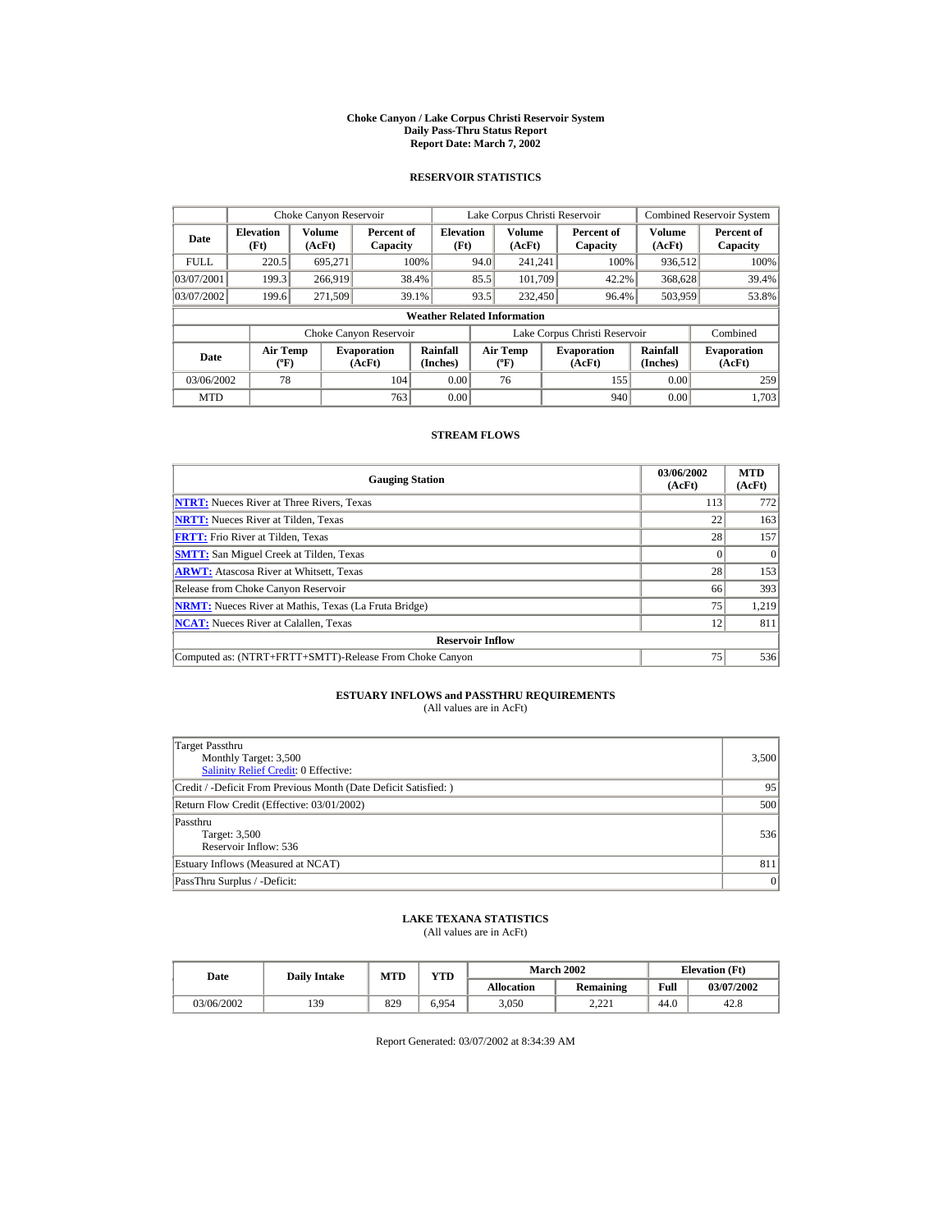# Choke Canyon / Lake Corpus Christi Reservoir System
## Daily Pass-Thru Status Report
### Report Date: March 7, 2002

## RESERVOIR STATISTICS

| | Choke Canyon Reservoir | | | Lake Corpus Christi Reservoir | | | Combined Reservoir System | |
|---|---|---|---|---|---|---|---|---|
| **Date** | **Elevation (Ft)** | **Volume (AcFt)** | **Percent of Capacity** | **Elevation (Ft)** | **Volume (AcFt)** | **Percent of Capacity** | **Volume (AcFt)** | **Percent of Capacity** |
| FULL | 220.5 | 695,271 | 100% | 94.0 | 241,241 | 100% | 936,512 | 100% |
| 03/07/2001 | 199.3 | 266,919 | 38.4% | 85.5 | 101,709 | 42.2% | 368,628 | 39.4% |
| 03/07/2002 | 199.6 | 271,509 | 39.1% | 93.5 | 232,450 | 96.4% | 503,959 | 53.8% |

**Weather Related Information**

| | Choke Canyon Reservoir | | | Lake Corpus Christi Reservoir | | | Combined |
|---|---|---|---|---|---|---|---|
| **Date** | **Air Temp (ºF)** | **Evaporation (AcFt)** | **Rainfall (Inches)** | **Air Temp (ºF)** | **Evaporation (AcFt)** | **Rainfall (Inches)** | **Evaporation (AcFt)** |
| 03/06/2002 | 78 | 104 | 0.00 | 76 | 155 | 0.00 | 259 |
| MTD | | 763 | 0.00 | | 940 | 0.00 | 1,703 |

## STREAM FLOWS

| Gauging Station | 03/06/2002 (AcFt) | MTD (AcFt) |
|---|---|---|
| NTRT: Nueces River at Three Rivers, Texas | 113 | 772 |
| NRTT: Nueces River at Tilden, Texas | 22 | 163 |
| FRTT: Frio River at Tilden, Texas | 28 | 157 |
| SMTT: San Miguel Creek at Tilden, Texas | 0 | 0 |
| ARWT: Atascosa River at Whitsett, Texas | 28 | 153 |
| Release from Choke Canyon Reservoir | 66 | 393 |
| NRMT: Nueces River at Mathis, Texas (La Fruta Bridge) | 75 | 1,219 |
| NCAT: Nueces River at Calallen, Texas | 12 | 811 |
| **Reservoir Inflow** | | |
| Computed as: (NTRT+FRTT+SMTT)-Release From Choke Canyon | 75 | 536 |

## ESTUARY INFLOWS and PASSTHRU REQUIREMENTS
(All values are in AcFt)

| | |
|---|---|
| Target Passthru<br>Monthly Target: 3,500<br>Salinity Relief Credit: 0 Effective: | 3,500 |
| Credit / -Deficit From Previous Month (Date Deficit Satisfied: ) | 95 |
| Return Flow Credit (Effective: 03/01/2002) | 500 |
| Passthru<br>Target: 3,500<br>Reservoir Inflow: 536 | 536 |
| Estuary Inflows (Measured at NCAT) | 811 |
| PassThru Surplus / -Deficit: | 0 |

## LAKE TEXANA STATISTICS
(All values are in AcFt)

| Date | Daily Intake | MTD | YTD | March 2002 | | Elevation (Ft) | |
|---|---|---|---|---|---|---|---|
| | | | | **Allocation** | **Remaining** | **Full** | **03/07/2002** |
| 03/06/2002 | 139 | 829 | 6,954 | 3,050 | 2,221 | 44.0 | 42.8 |

Report Generated: 03/07/2002 at 8:34:39 AM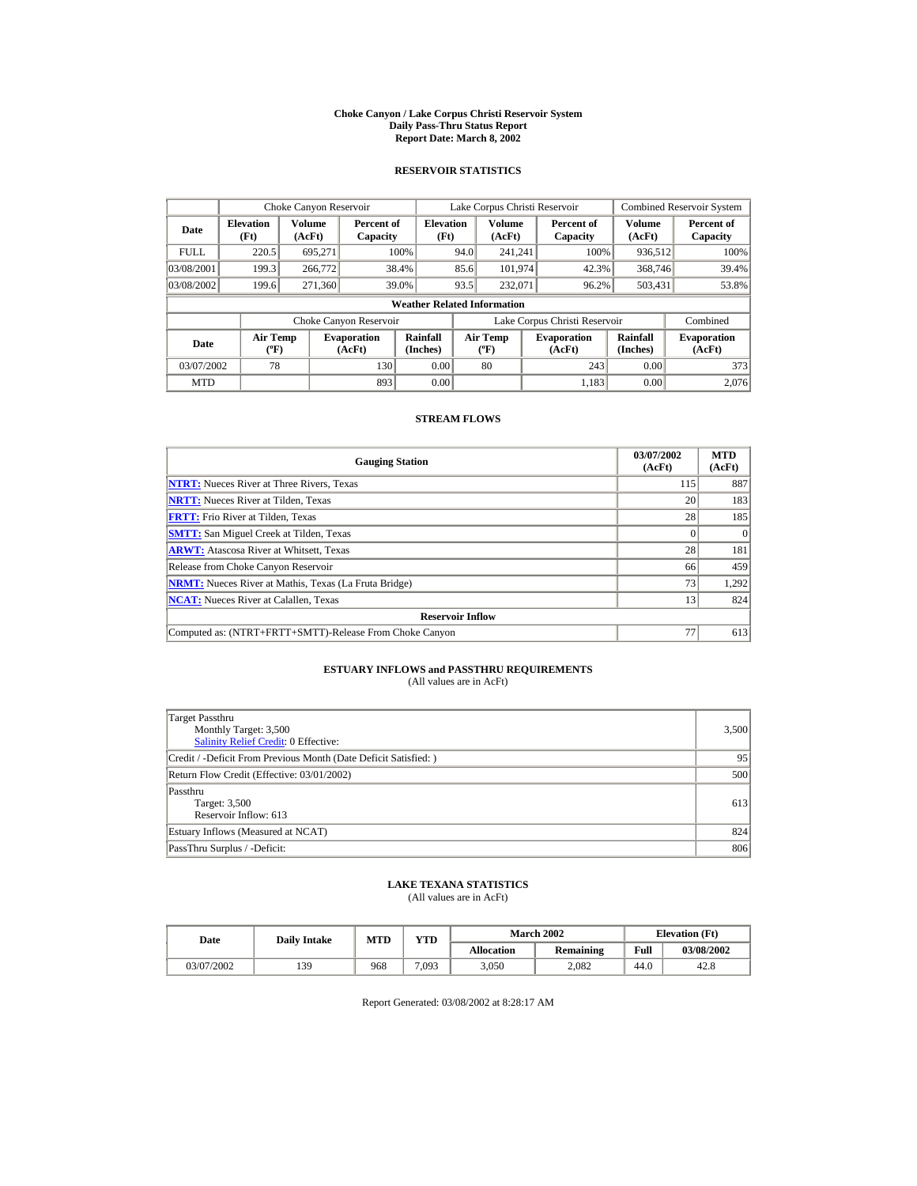# Choke Canyon / Lake Corpus Christi Reservoir System
## Daily Pass-Thru Status Report
### Report Date: March 8, 2002

## RESERVOIR STATISTICS

| | Choke Canyon Reservoir | | | Lake Corpus Christi Reservoir | | | Combined Reservoir System | |
|---|---|---|---|---|---|---|---|---|
| **Date** | **Elevation (Ft)** | **Volume (AcFt)** | **Percent of Capacity** | **Elevation (Ft)** | **Volume (AcFt)** | **Percent of Capacity** | **Volume (AcFt)** | **Percent of Capacity** |
| FULL | 220.5 | 695,271 | 100% | 94.0 | 241,241 | 100% | 936,512 | 100% |
| 03/08/2001 | 199.3 | 266,772 | 38.4% | 85.6 | 101,974 | 42.3% | 368,746 | 39.4% |
| 03/08/2002 | 199.6 | 271,360 | 39.0% | 93.5 | 232,071 | 96.2% | 503,431 | 53.8% |

**Weather Related Information**

| | Choke Canyon Reservoir | | | Lake Corpus Christi Reservoir | | | Combined |
|---|---|---|---|---|---|---|---|
| **Date** | **Air Temp (ºF)** | **Evaporation (AcFt)** | **Rainfall (Inches)** | **Air Temp (ºF)** | **Evaporation (AcFt)** | **Rainfall (Inches)** | **Evaporation (AcFt)** |
| 03/07/2002 | 78 | 130 | 0.00 | 80 | 243 | 0.00 | 373 |
| MTD | | 893 | 0.00 | | 1,183 | 0.00 | 2,076 |

## STREAM FLOWS

| Gauging Station | 03/07/2002 (AcFt) | MTD (AcFt) |
|---|---|---|
| NTRT: Nueces River at Three Rivers, Texas | 115 | 887 |
| NRTT: Nueces River at Tilden, Texas | 20 | 183 |
| FRTT: Frio River at Tilden, Texas | 28 | 185 |
| SMTT: San Miguel Creek at Tilden, Texas | 0 | 0 |
| ARWT: Atascosa River at Whitsett, Texas | 28 | 181 |
| Release from Choke Canyon Reservoir | 66 | 459 |
| NRMT: Nueces River at Mathis, Texas (La Fruta Bridge) | 73 | 1,292 |
| NCAT: Nueces River at Calallen, Texas | 13 | 824 |
| **Reservoir Inflow** | | |
| Computed as: (NTRT+FRTT+SMTT)-Release From Choke Canyon | 77 | 613 |

## ESTUARY INFLOWS and PASSTHRU REQUIREMENTS
(All values are in AcFt)

| | |
|---|---|
| Target Passthru<br>Monthly Target: 3,500<br>Salinity Relief Credit: 0 Effective: | 3,500 |
| Credit / -Deficit From Previous Month (Date Deficit Satisfied: ) | 95 |
| Return Flow Credit (Effective: 03/01/2002) | 500 |
| Passthru<br>Target: 3,500<br>Reservoir Inflow: 613 | 613 |
| Estuary Inflows (Measured at NCAT) | 824 |
| PassThru Surplus / -Deficit: | 806 |

## LAKE TEXANA STATISTICS
(All values are in AcFt)

| Date | Daily Intake | MTD | YTD | March 2002 | | Elevation (Ft) | |
|---|---|---|---|---|---|---|---|
| | | | | **Allocation** | **Remaining** | **Full** | **03/08/2002** |
| 03/07/2002 | 139 | 968 | 7,093 | 3,050 | 2,082 | 44.0 | 42.8 |

Report Generated: 03/08/2002 at 8:28:17 AM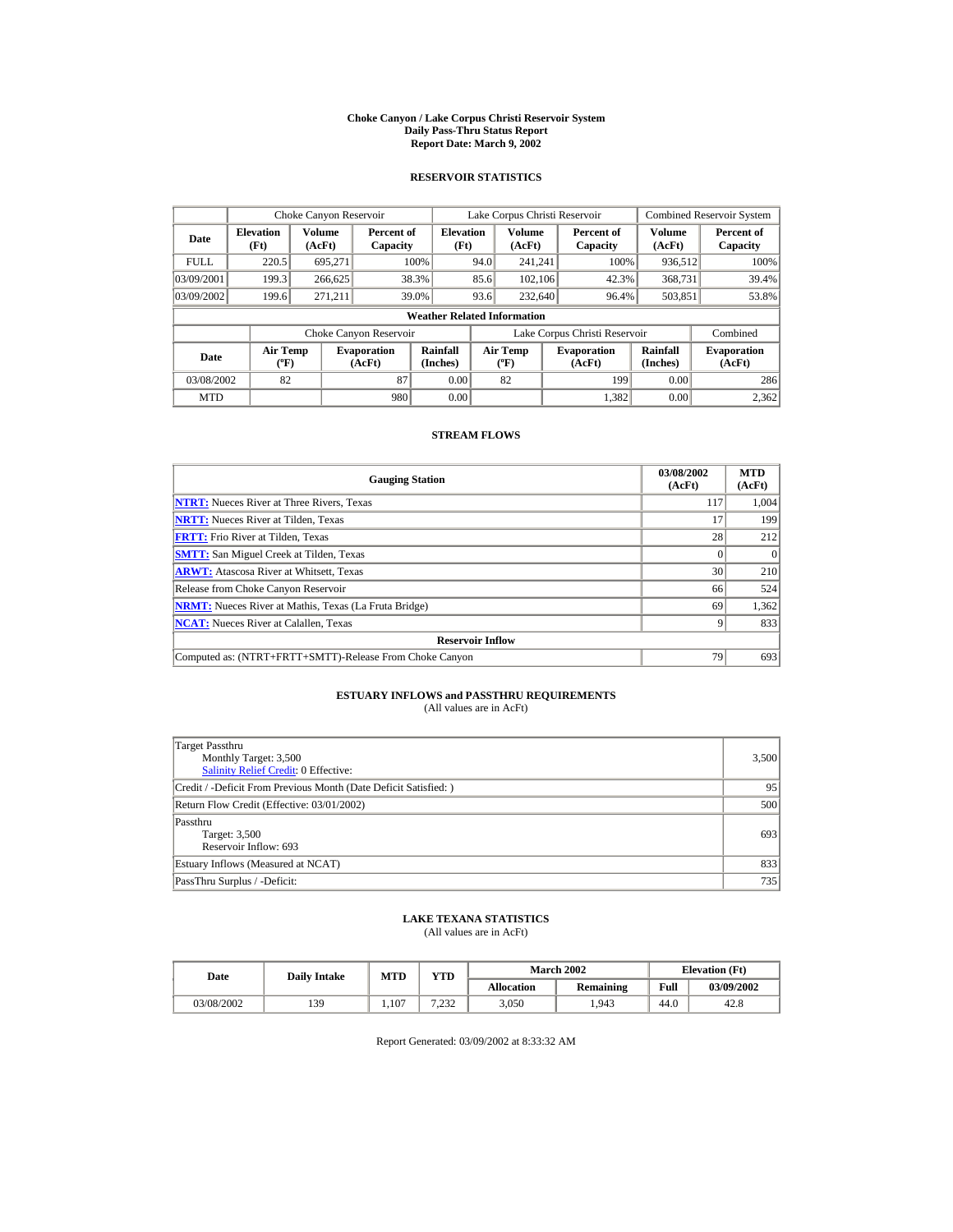# Choke Canyon / Lake Corpus Christi Reservoir System
## Daily Pass-Thru Status Report
### Report Date: March 9, 2002

## RESERVOIR STATISTICS

| Date | Choke Canyon Reservoir | | | Lake Corpus Christi Reservoir | | | Combined Reservoir System | |
|---|---|---|---|---|---|---|---|---|
| | Elevation (Ft) | Volume (AcFt) | Percent of Capacity | Elevation (Ft) | Volume (AcFt) | Percent of Capacity | Volume (AcFt) | Percent of Capacity |
| FULL | 220.5 | 695,271 | 100% | 94.0 | 241,241 | 100% | 936,512 | 100% |
| 03/09/2001 | 199.3 | 266,625 | 38.3% | 85.6 | 102,106 | 42.3% | 368,731 | 39.4% |
| 03/09/2002 | 199.6 | 271,211 | 39.0% | 93.6 | 232,640 | 96.4% | 503,851 | 53.8% |

**Weather Related Information**

| Date | Choke Canyon Reservoir | | | Lake Corpus Christi Reservoir | | | Combined |
|---|---|---|---|---|---|---|---|
| | Air Temp (ºF) | Evaporation (AcFt) | Rainfall (Inches) | Air Temp (ºF) | Evaporation (AcFt) | Rainfall (Inches) | Evaporation (AcFt) |
| 03/08/2002 | 82 | 87 | 0.00 | 82 | 199 | 0.00 | 286 |
| MTD | | 980 | 0.00 | | 1,382 | 0.00 | 2,362 |

## STREAM FLOWS

| Gauging Station | 03/08/2002 (AcFt) | MTD (AcFt) |
|---|---|---|
| NTRT: Nueces River at Three Rivers, Texas | 117 | 1,004 |
| NRTT: Nueces River at Tilden, Texas | 17 | 199 |
| FRTT: Frio River at Tilden, Texas | 28 | 212 |
| SMTT: San Miguel Creek at Tilden, Texas | 0 | 0 |
| ARWT: Atascosa River at Whitsett, Texas | 30 | 210 |
| Release from Choke Canyon Reservoir | 66 | 524 |
| NRMT: Nueces River at Mathis, Texas (La Fruta Bridge) | 69 | 1,362 |
| NCAT: Nueces River at Calallen, Texas | 9 | 833 |
| **Reservoir Inflow** | | |
| Computed as: (NTRT+FRTT+SMTT)-Release From Choke Canyon | 79 | 693 |

## ESTUARY INFLOWS and PASSTHRU REQUIREMENTS
(All values are in AcFt)

| | |
|---|---|
| Target Passthru<br>Monthly Target: 3,500<br>Salinity Relief Credit: 0 Effective: | 3,500 |
| Credit / -Deficit From Previous Month (Date Deficit Satisfied: ) | 95 |
| Return Flow Credit (Effective: 03/01/2002) | 500 |
| Passthru<br>Target: 3,500<br>Reservoir Inflow: 693 | 693 |
| Estuary Inflows (Measured at NCAT) | 833 |
| PassThru Surplus / -Deficit: | 735 |

## LAKE TEXANA STATISTICS
(All values are in AcFt)

| Date | Daily Intake | MTD | YTD | March 2002 | | Elevation (Ft) | |
|---|---|---|---|---|---|---|---|
| | | | | Allocation | Remaining | Full | 03/09/2002 |
| 03/08/2002 | 139 | 1,107 | 7,232 | 3,050 | 1,943 | 44.0 | 42.8 |

Report Generated: 03/09/2002 at 8:33:32 AM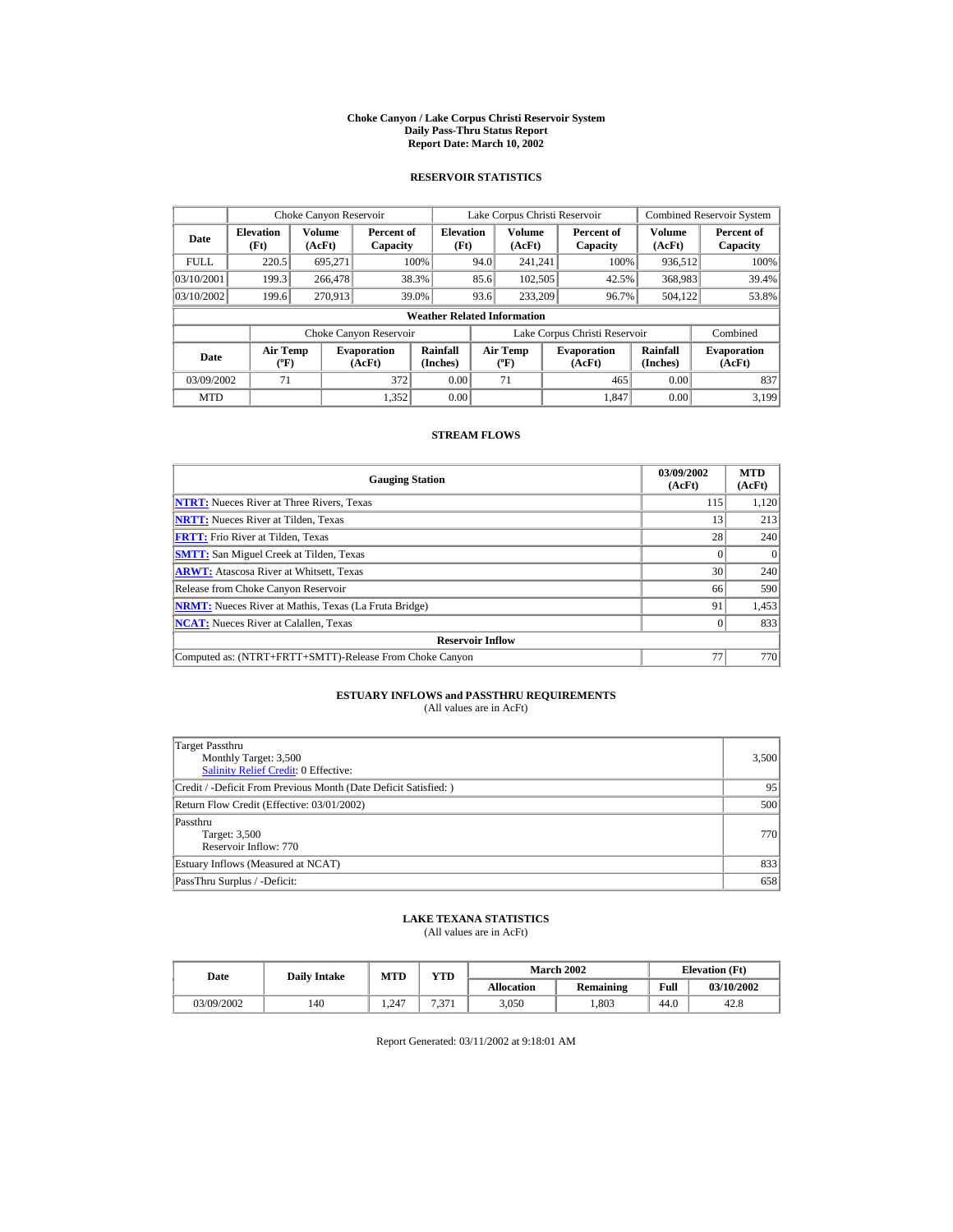# Choke Canyon / Lake Corpus Christi Reservoir System
## Daily Pass-Thru Status Report
### Report Date: March 10, 2002

## RESERVOIR STATISTICS

| | Choke Canyon Reservoir | | | Lake Corpus Christi Reservoir | | | Combined Reservoir System | |
|---|---|---|---|---|---|---|---|---|
| Date | Elevation (Ft) | Volume (AcFt) | Percent of Capacity | Elevation (Ft) | Volume (AcFt) | Percent of Capacity | Volume (AcFt) | Percent of Capacity |
| FULL | 220.5 | 695,271 | 100% | 94.0 | 241,241 | 100% | 936,512 | 100% |
| 03/10/2001 | 199.3 | 266,478 | 38.3% | 85.6 | 102,505 | 42.5% | 368,983 | 39.4% |
| 03/10/2002 | 199.6 | 270,913 | 39.0% | 93.6 | 233,209 | 96.7% | 504,122 | 53.8% |

**Weather Related Information**

| | Choke Canyon Reservoir | | | Lake Corpus Christi Reservoir | | | Combined |
|---|---|---|---|---|---|---|---|
| Date | Air Temp (ºF) | Evaporation (AcFt) | Rainfall (Inches) | Air Temp (ºF) | Evaporation (AcFt) | Rainfall (Inches) | Evaporation (AcFt) |
| 03/09/2002 | 71 | 372 | 0.00 | 71 | 465 | 0.00 | 837 |
| MTD | | 1,352 | 0.00 | | 1,847 | 0.00 | 3,199 |

## STREAM FLOWS

| Gauging Station | 03/09/2002 (AcFt) | MTD (AcFt) |
|---|---|---|
| NTRT: Nueces River at Three Rivers, Texas | 115 | 1,120 |
| NRTT: Nueces River at Tilden, Texas | 13 | 213 |
| FRTT: Frio River at Tilden, Texas | 28 | 240 |
| SMTT: San Miguel Creek at Tilden, Texas | 0 | 0 |
| ARWT: Atascosa River at Whitsett, Texas | 30 | 240 |
| Release from Choke Canyon Reservoir | 66 | 590 |
| NRMT: Nueces River at Mathis, Texas (La Fruta Bridge) | 91 | 1,453 |
| NCAT: Nueces River at Calallen, Texas | 0 | 833 |
| **Reservoir Inflow** | | |
| Computed as: (NTRT+FRTT+SMTT)-Release From Choke Canyon | 77 | 770 |

## ESTUARY INFLOWS and PASSTHRU REQUIREMENTS
(All values are in AcFt)

| | |
|---|---|
| Target Passthru<br>Monthly Target: 3,500<br>Salinity Relief Credit: 0 Effective: | 3,500 |
| Credit / -Deficit From Previous Month (Date Deficit Satisfied: ) | 95 |
| Return Flow Credit (Effective: 03/01/2002) | 500 |
| Passthru<br>Target: 3,500<br>Reservoir Inflow: 770 | 770 |
| Estuary Inflows (Measured at NCAT) | 833 |
| PassThru Surplus / -Deficit: | 658 |

## LAKE TEXANA STATISTICS
(All values are in AcFt)

| Date | Daily Intake | MTD | YTD | March 2002 | | Elevation (Ft) | |
|---|---|---|---|---|---|---|---|
| | | | | Allocation | Remaining | Full | 03/10/2002 |
| 03/09/2002 | 140 | 1,247 | 7,371 | 3,050 | 1,803 | 44.0 | 42.8 |

Report Generated: 03/11/2002 at 9:18:01 AM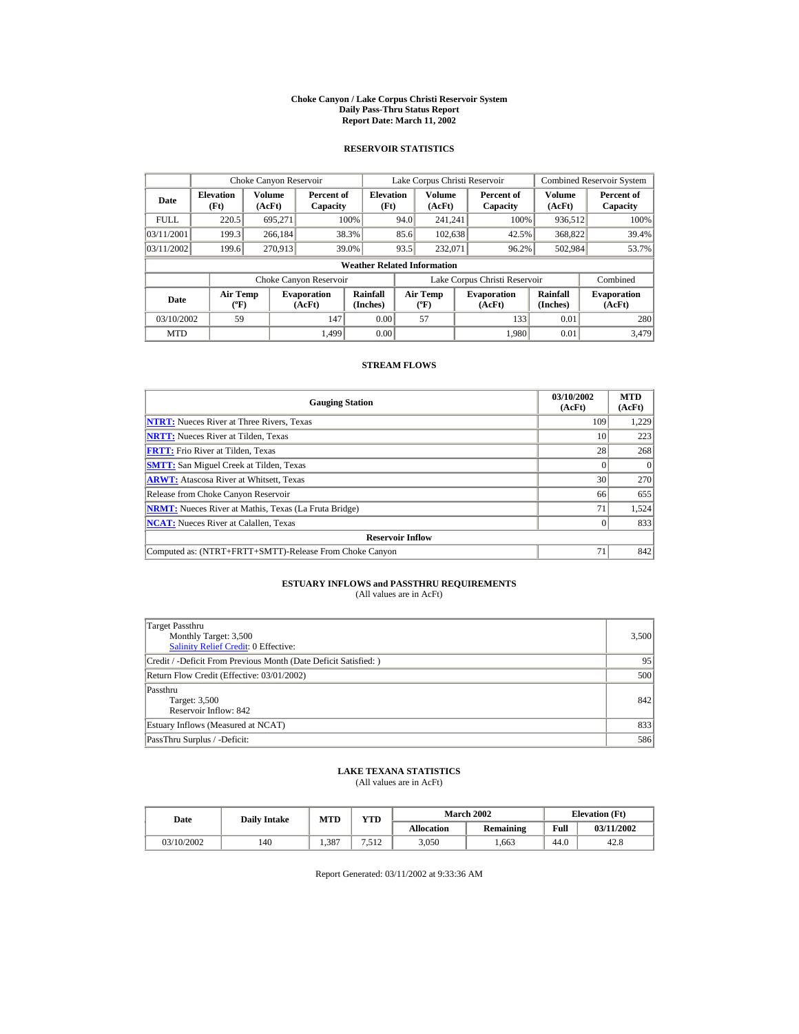# Choke Canyon / Lake Corpus Christi Reservoir System
## Daily Pass-Thru Status Report
## Report Date: March 11, 2002

### RESERVOIR STATISTICS

| Date | Choke Canyon Reservoir | | | Lake Corpus Christi Reservoir | | | Combined Reservoir System | |
|---|---|---|---|---|---|---|---|---|
| | Elevation (Ft) | Volume (AcFt) | Percent of Capacity | Elevation (Ft) | Volume (AcFt) | Percent of Capacity | Volume (AcFt) | Percent of Capacity |
| FULL | 220.5 | 695,271 | 100% | 94.0 | 241,241 | 100% | 936,512 | 100% |
| 03/11/2001 | 199.3 | 266,184 | 38.3% | 85.6 | 102,638 | 42.5% | 368,822 | 39.4% |
| 03/11/2002 | 199.6 | 270,913 | 39.0% | 93.5 | 232,071 | 96.2% | 502,984 | 53.7% |

**Weather Related Information**

| Date | Choke Canyon Reservoir | | | Lake Corpus Christi Reservoir | | | Combined |
|---|---|---|---|---|---|---|---|
| | Air Temp (ºF) | Evaporation (AcFt) | Rainfall (Inches) | Air Temp (ºF) | Evaporation (AcFt) | Rainfall (Inches) | Evaporation (AcFt) |
| 03/10/2002 | 59 | 147 | 0.00 | 57 | 133 | 0.01 | 280 |
| MTD | | 1,499 | 0.00 | | 1,980 | 0.01 | 3,479 |

### STREAM FLOWS

| Gauging Station | 03/10/2002 (AcFt) | MTD (AcFt) |
|---|---|---|
| NTRT: Nueces River at Three Rivers, Texas | 109 | 1,229 |
| NRTT: Nueces River at Tilden, Texas | 10 | 223 |
| FRTT: Frio River at Tilden, Texas | 28 | 268 |
| SMTT: San Miguel Creek at Tilden, Texas | 0 | 0 |
| ARWT: Atascosa River at Whitsett, Texas | 30 | 270 |
| Release from Choke Canyon Reservoir | 66 | 655 |
| NRMT: Nueces River at Mathis, Texas (La Fruta Bridge) | 71 | 1,524 |
| NCAT: Nueces River at Calallen, Texas | 0 | 833 |
| **Reservoir Inflow** | | |
| Computed as: (NTRT+FRTT+SMTT)-Release From Choke Canyon | 71 | 842 |

### ESTUARY INFLOWS and PASSTHRU REQUIREMENTS
(All values are in AcFt)

| | |
|---|---|
| Target Passthru<br>Monthly Target: 3,500<br>Salinity Relief Credit: 0 Effective: | 3,500 |
| Credit / -Deficit From Previous Month (Date Deficit Satisfied: ) | 95 |
| Return Flow Credit (Effective: 03/01/2002) | 500 |
| Passthru<br>Target: 3,500<br>Reservoir Inflow: 842 | 842 |
| Estuary Inflows (Measured at NCAT) | 833 |
| PassThru Surplus / -Deficit: | 586 |

### LAKE TEXANA STATISTICS
(All values are in AcFt)

| Date | Daily Intake | MTD | YTD | March 2002 | | Elevation (Ft) | |
|---|---|---|---|---|---|---|---|
| | | | | Allocation | Remaining | Full | 03/11/2002 |
| 03/10/2002 | 140 | 1,387 | 7,512 | 3,050 | 1,663 | 44.0 | 42.8 |

Report Generated: 03/11/2002 at 9:33:36 AM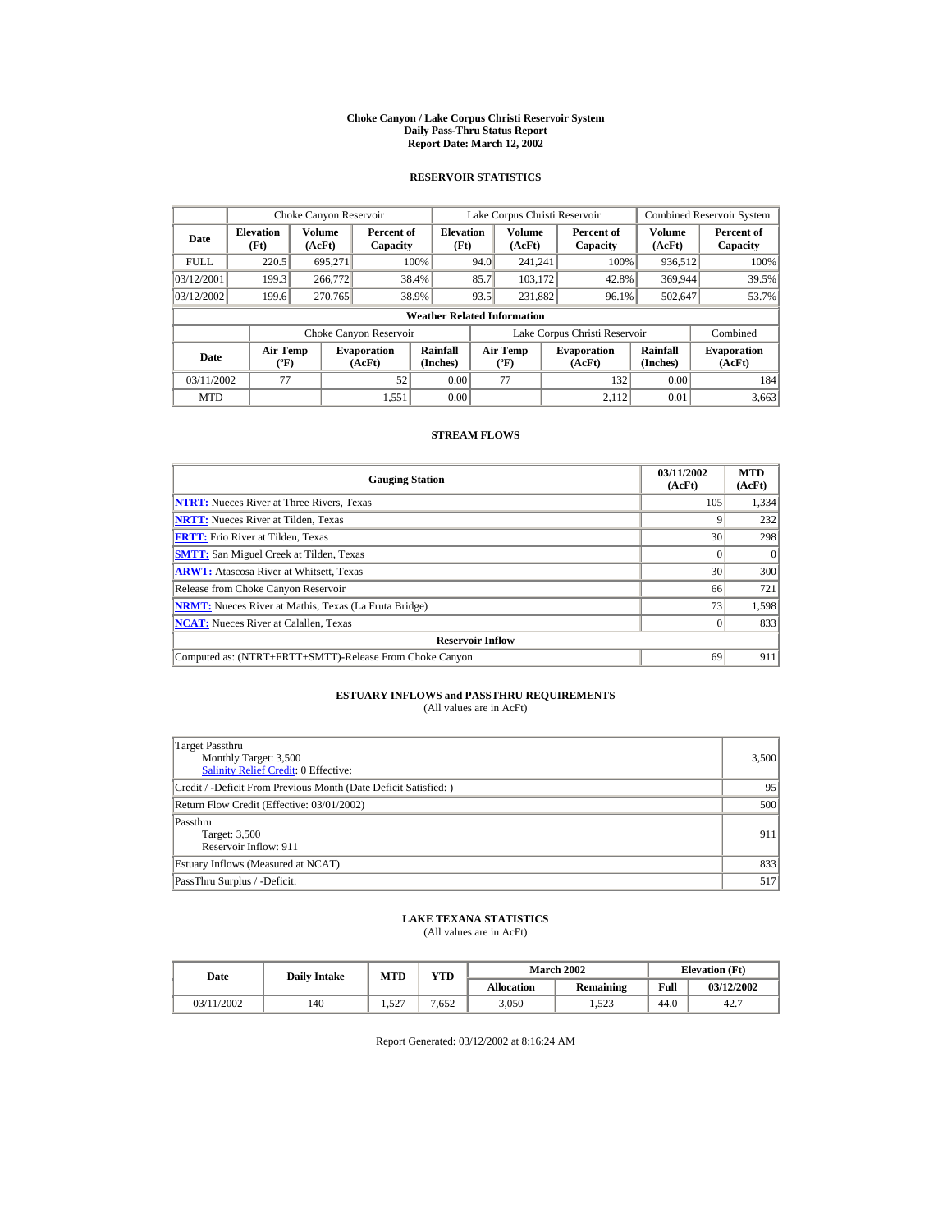# Choke Canyon / Lake Corpus Christi Reservoir System
## Daily Pass-Thru Status Report
## Report Date: March 12, 2002

### RESERVOIR STATISTICS

| Date | Choke Canyon Reservoir | | | Lake Corpus Christi Reservoir | | | Combined Reservoir System | |
|---|---|---|---|---|---|---|---|---|
| | Elevation (Ft) | Volume (AcFt) | Percent of Capacity | Elevation (Ft) | Volume (AcFt) | Percent of Capacity | Volume (AcFt) | Percent of Capacity |
| FULL | 220.5 | 695,271 | 100% | 94.0 | 241,241 | 100% | 936,512 | 100% |
| 03/12/2001 | 199.3 | 266,772 | 38.4% | 85.7 | 103,172 | 42.8% | 369,944 | 39.5% |
| 03/12/2002 | 199.6 | 270,765 | 38.9% | 93.5 | 231,882 | 96.1% | 502,647 | 53.7% |

**Weather Related Information**

| Date | Choke Canyon Reservoir | | | Lake Corpus Christi Reservoir | | | Combined |
|---|---|---|---|---|---|---|---|
| | Air Temp (ºF) | Evaporation (AcFt) | Rainfall (Inches) | Air Temp (ºF) | Evaporation (AcFt) | Rainfall (Inches) | Evaporation (AcFt) |
| 03/11/2002 | 77 | 52 | 0.00 | 77 | 132 | 0.00 | 184 |
| MTD | | 1,551 | 0.00 | | 2,112 | 0.01 | 3,663 |

### STREAM FLOWS

| Gauging Station | 03/11/2002 (AcFt) | MTD (AcFt) |
|---|---|---|
| NTRT: Nueces River at Three Rivers, Texas | 105 | 1,334 |
| NRTT: Nueces River at Tilden, Texas | 9 | 232 |
| FRTT: Frio River at Tilden, Texas | 30 | 298 |
| SMTT: San Miguel Creek at Tilden, Texas | 0 | 0 |
| ARWT: Atascosa River at Whitsett, Texas | 30 | 300 |
| Release from Choke Canyon Reservoir | 66 | 721 |
| NRMT: Nueces River at Mathis, Texas (La Fruta Bridge) | 73 | 1,598 |
| NCAT: Nueces River at Calallen, Texas | 0 | 833 |
| **Reservoir Inflow** | | |
| Computed as: (NTRT+FRTT+SMTT)-Release From Choke Canyon | 69 | 911 |

### ESTUARY INFLOWS and PASSTHRU REQUIREMENTS
(All values are in AcFt)

| | |
|---|---|
| Target Passthru<br>Monthly Target: 3,500<br>Salinity Relief Credit: 0 Effective: | 3,500 |
| Credit / -Deficit From Previous Month (Date Deficit Satisfied: ) | 95 |
| Return Flow Credit (Effective: 03/01/2002) | 500 |
| Passthru<br>Target: 3,500<br>Reservoir Inflow: 911 | 911 |
| Estuary Inflows (Measured at NCAT) | 833 |
| PassThru Surplus / -Deficit: | 517 |

### LAKE TEXANA STATISTICS
(All values are in AcFt)

| Date | Daily Intake | MTD | YTD | March 2002 | | Elevation (Ft) | |
|---|---|---|---|---|---|---|---|
| | | | | Allocation | Remaining | Full | 03/12/2002 |
| 03/11/2002 | 140 | 1,527 | 7,652 | 3,050 | 1,523 | 44.0 | 42.7 |

Report Generated: 03/12/2002 at 8:16:24 AM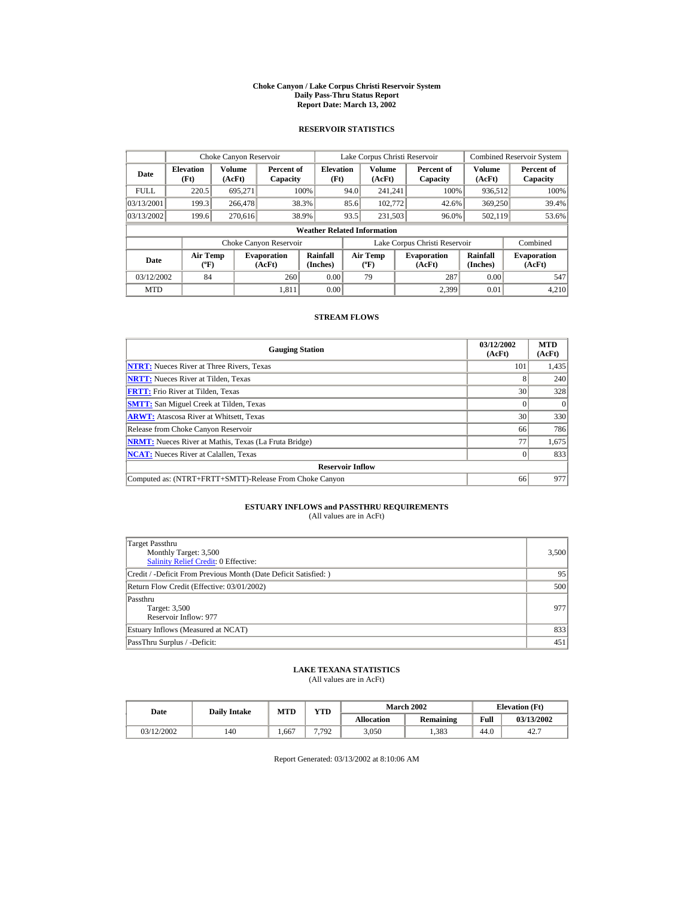# Choke Canyon / Lake Corpus Christi Reservoir System
## Daily Pass-Thru Status Report
## Report Date: March 13, 2002

### RESERVOIR STATISTICS

| Date | Choke Canyon Reservoir | | | Lake Corpus Christi Reservoir | | | Combined Reservoir System | |
|---|---|---|---|---|---|---|---|---|
| | Elevation (Ft) | Volume (AcFt) | Percent of Capacity | Elevation (Ft) | Volume (AcFt) | Percent of Capacity | Volume (AcFt) | Percent of Capacity |
| FULL | 220.5 | 695,271 | 100% | 94.0 | 241,241 | 100% | 936,512 | 100% |
| 03/13/2001 | 199.3 | 266,478 | 38.3% | 85.6 | 102,772 | 42.6% | 369,250 | 39.4% |
| 03/13/2002 | 199.6 | 270,616 | 38.9% | 93.5 | 231,503 | 96.0% | 502,119 | 53.6% |

**Weather Related Information**

| Date | Choke Canyon Reservoir | | | Lake Corpus Christi Reservoir | | | Combined |
|---|---|---|---|---|---|---|---|
| | Air Temp (ºF) | Evaporation (AcFt) | Rainfall (Inches) | Air Temp (ºF) | Evaporation (AcFt) | Rainfall (Inches) | Evaporation (AcFt) |
| 03/12/2002 | 84 | 260 | 0.00 | 79 | 287 | 0.00 | 547 |
| MTD | | 1,811 | 0.00 | | 2,399 | 0.01 | 4,210 |

### STREAM FLOWS

| Gauging Station | 03/12/2002 (AcFt) | MTD (AcFt) |
|---|---|---|
| NTRT: Nueces River at Three Rivers, Texas | 101 | 1,435 |
| NRTT: Nueces River at Tilden, Texas | 8 | 240 |
| FRTT: Frio River at Tilden, Texas | 30 | 328 |
| SMTT: San Miguel Creek at Tilden, Texas | 0 | 0 |
| ARWT: Atascosa River at Whitsett, Texas | 30 | 330 |
| Release from Choke Canyon Reservoir | 66 | 786 |
| NRMT: Nueces River at Mathis, Texas (La Fruta Bridge) | 77 | 1,675 |
| NCAT: Nueces River at Calallen, Texas | 0 | 833 |
| **Reservoir Inflow** | | |
| Computed as: (NTRT+FRTT+SMTT)-Release From Choke Canyon | 66 | 977 |

### ESTUARY INFLOWS and PASSTHRU REQUIREMENTS
(All values are in AcFt)

| | |
|---|---|
| Target Passthru<br>Monthly Target: 3,500<br>Salinity Relief Credit: 0 Effective: | 3,500 |
| Credit / -Deficit From Previous Month (Date Deficit Satisfied: ) | 95 |
| Return Flow Credit (Effective: 03/01/2002) | 500 |
| Passthru<br>Target: 3,500<br>Reservoir Inflow: 977 | 977 |
| Estuary Inflows (Measured at NCAT) | 833 |
| PassThru Surplus / -Deficit: | 451 |

### LAKE TEXANA STATISTICS
(All values are in AcFt)

| Date | Daily Intake | MTD | YTD | March 2002 | | Elevation (Ft) | |
|---|---|---|---|---|---|---|---|
| | | | | Allocation | Remaining | Full | 03/13/2002 |
| 03/12/2002 | 140 | 1,667 | 7,792 | 3,050 | 1,383 | 44.0 | 42.7 |

Report Generated: 03/13/2002 at 8:10:06 AM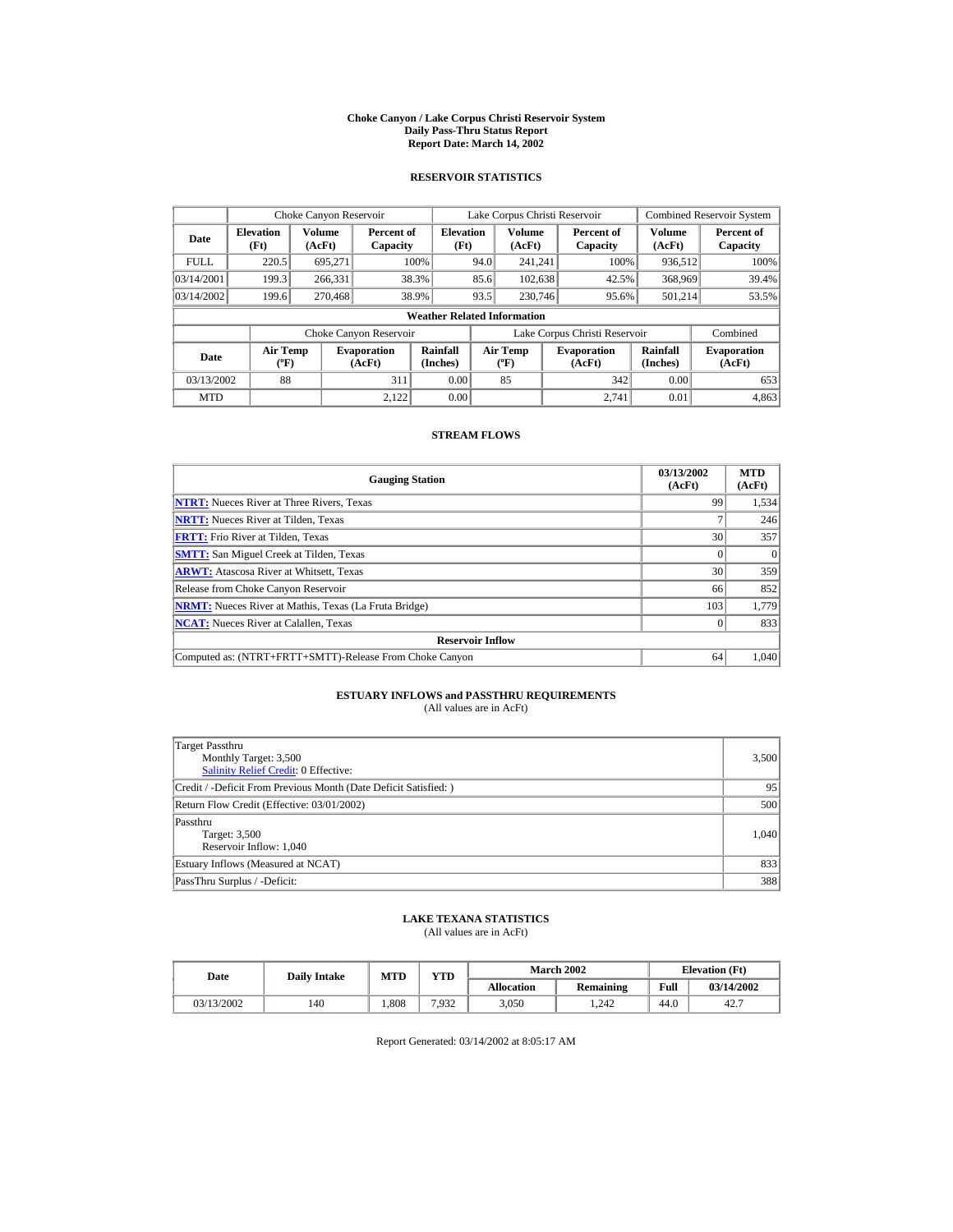# Choke Canyon / Lake Corpus Christi Reservoir System
## Daily Pass-Thru Status Report
### Report Date: March 14, 2002

## RESERVOIR STATISTICS

| Date | Choke Canyon Reservoir | | | Lake Corpus Christi Reservoir | | | Combined Reservoir System | |
|---|---|---|---|---|---|---|---|---|
| | Elevation (Ft) | Volume (AcFt) | Percent of Capacity | Elevation (Ft) | Volume (AcFt) | Percent of Capacity | Volume (AcFt) | Percent of Capacity |
| FULL | 220.5 | 695,271 | 100% | 94.0 | 241,241 | 100% | 936,512 | 100% |
| 03/14/2001 | 199.3 | 266,331 | 38.3% | 85.6 | 102,638 | 42.5% | 368,969 | 39.4% |
| 03/14/2002 | 199.6 | 270,468 | 38.9% | 93.5 | 230,746 | 95.6% | 501,214 | 53.5% |

**Weather Related Information**

| Date | Choke Canyon Reservoir | | | Lake Corpus Christi Reservoir | | | Combined |
|---|---|---|---|---|---|---|---|
| | Air Temp (ºF) | Evaporation (AcFt) | Rainfall (Inches) | Air Temp (ºF) | Evaporation (AcFt) | Rainfall (Inches) | Evaporation (AcFt) |
| 03/13/2002 | 88 | 311 | 0.00 | 85 | 342 | 0.00 | 653 |
| MTD | | 2,122 | 0.00 | | 2,741 | 0.01 | 4,863 |

## STREAM FLOWS

| Gauging Station | 03/13/2002 (AcFt) | MTD (AcFt) |
|---|---|---|
| NTRT: Nueces River at Three Rivers, Texas | 99 | 1,534 |
| NRTT: Nueces River at Tilden, Texas | 7 | 246 |
| FRTT: Frio River at Tilden, Texas | 30 | 357 |
| SMTT: San Miguel Creek at Tilden, Texas | 0 | 0 |
| ARWT: Atascosa River at Whitsett, Texas | 30 | 359 |
| Release from Choke Canyon Reservoir | 66 | 852 |
| NRMT: Nueces River at Mathis, Texas (La Fruta Bridge) | 103 | 1,779 |
| NCAT: Nueces River at Calallen, Texas | 0 | 833 |
| **Reservoir Inflow** | | |
| Computed as: (NTRT+FRTT+SMTT)-Release From Choke Canyon | 64 | 1,040 |

## ESTUARY INFLOWS and PASSTHRU REQUIREMENTS
(All values are in AcFt)

| | |
|---|---|
| Target Passthru<br>Monthly Target: 3,500<br>Salinity Relief Credit: 0 Effective: | 3,500 |
| Credit / -Deficit From Previous Month (Date Deficit Satisfied: ) | 95 |
| Return Flow Credit (Effective: 03/01/2002) | 500 |
| Passthru<br>Target: 3,500<br>Reservoir Inflow: 1,040 | 1,040 |
| Estuary Inflows (Measured at NCAT) | 833 |
| PassThru Surplus / -Deficit: | 388 |

## LAKE TEXANA STATISTICS
(All values are in AcFt)

| Date | Daily Intake | MTD | YTD | March 2002 | | Elevation (Ft) | |
|---|---|---|---|---|---|---|---|
| | | | | Allocation | Remaining | Full | 03/14/2002 |
| 03/13/2002 | 140 | 1,808 | 7,932 | 3,050 | 1,242 | 44.0 | 42.7 |

Report Generated: 03/14/2002 at 8:05:17 AM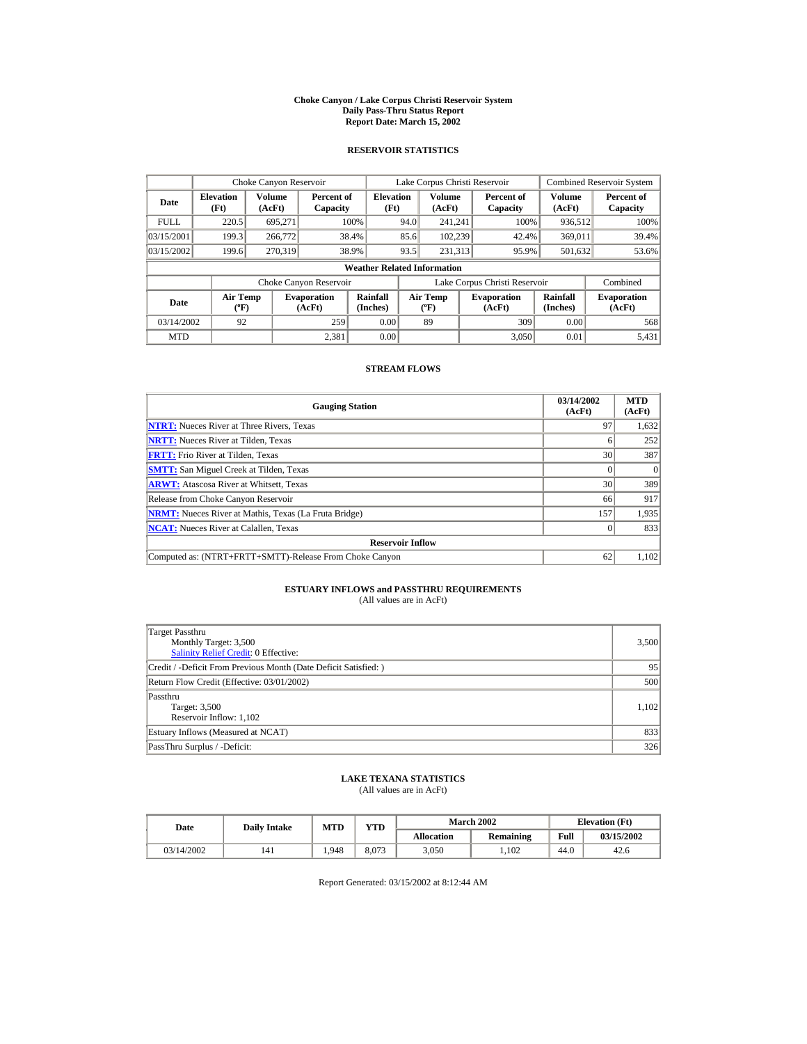# Choke Canyon / Lake Corpus Christi Reservoir System
## Daily Pass-Thru Status Report
## Report Date: March 15, 2002

### RESERVOIR STATISTICS

| Date | Choke Canyon Reservoir | | | Lake Corpus Christi Reservoir | | | Combined Reservoir System | |
|---|---|---|---|---|---|---|---|---|
| | Elevation (Ft) | Volume (AcFt) | Percent of Capacity | Elevation (Ft) | Volume (AcFt) | Percent of Capacity | Volume (AcFt) | Percent of Capacity |
| FULL | 220.5 | 695,271 | 100% | 94.0 | 241,241 | 100% | 936,512 | 100% |
| 03/15/2001 | 199.3 | 266,772 | 38.4% | 85.6 | 102,239 | 42.4% | 369,011 | 39.4% |
| 03/15/2002 | 199.6 | 270,319 | 38.9% | 93.5 | 231,313 | 95.9% | 501,632 | 53.6% |

**Weather Related Information**

| Date | Choke Canyon Reservoir | | | Lake Corpus Christi Reservoir | | | Combined |
|---|---|---|---|---|---|---|---|
| | Air Temp (ºF) | Evaporation (AcFt) | Rainfall (Inches) | Air Temp (ºF) | Evaporation (AcFt) | Rainfall (Inches) | Evaporation (AcFt) |
| 03/14/2002 | 92 | 259 | 0.00 | 89 | 309 | 0.00 | 568 |
| MTD | | 2,381 | 0.00 | | 3,050 | 0.01 | 5,431 |

### STREAM FLOWS

| Gauging Station | 03/14/2002 (AcFt) | MTD (AcFt) |
|---|---|---|
| NTRT: Nueces River at Three Rivers, Texas | 97 | 1,632 |
| NRTT: Nueces River at Tilden, Texas | 6 | 252 |
| FRTT: Frio River at Tilden, Texas | 30 | 387 |
| SMTT: San Miguel Creek at Tilden, Texas | 0 | 0 |
| ARWT: Atascosa River at Whitsett, Texas | 30 | 389 |
| Release from Choke Canyon Reservoir | 66 | 917 |
| NRMT: Nueces River at Mathis, Texas (La Fruta Bridge) | 157 | 1,935 |
| NCAT: Nueces River at Calallen, Texas | 0 | 833 |
| **Reservoir Inflow** | | |
| Computed as: (NTRT+FRTT+SMTT)-Release From Choke Canyon | 62 | 1,102 |

### ESTUARY INFLOWS and PASSTHRU REQUIREMENTS
(All values are in AcFt)

| | |
|---|---|
| Target Passthru<br>Monthly Target: 3,500<br>Salinity Relief Credit: 0 Effective: | 3,500 |
| Credit / -Deficit From Previous Month (Date Deficit Satisfied: ) | 95 |
| Return Flow Credit (Effective: 03/01/2002) | 500 |
| Passthru<br>Target: 3,500<br>Reservoir Inflow: 1,102 | 1,102 |
| Estuary Inflows (Measured at NCAT) | 833 |
| PassThru Surplus / -Deficit: | 326 |

### LAKE TEXANA STATISTICS
(All values are in AcFt)

| Date | Daily Intake | MTD | YTD | March 2002 | | Elevation (Ft) | |
|---|---|---|---|---|---|---|---|
| | | | | Allocation | Remaining | Full | 03/15/2002 |
| 03/14/2002 | 141 | 1,948 | 8,073 | 3,050 | 1,102 | 44.0 | 42.6 |

Report Generated: 03/15/2002 at 8:12:44 AM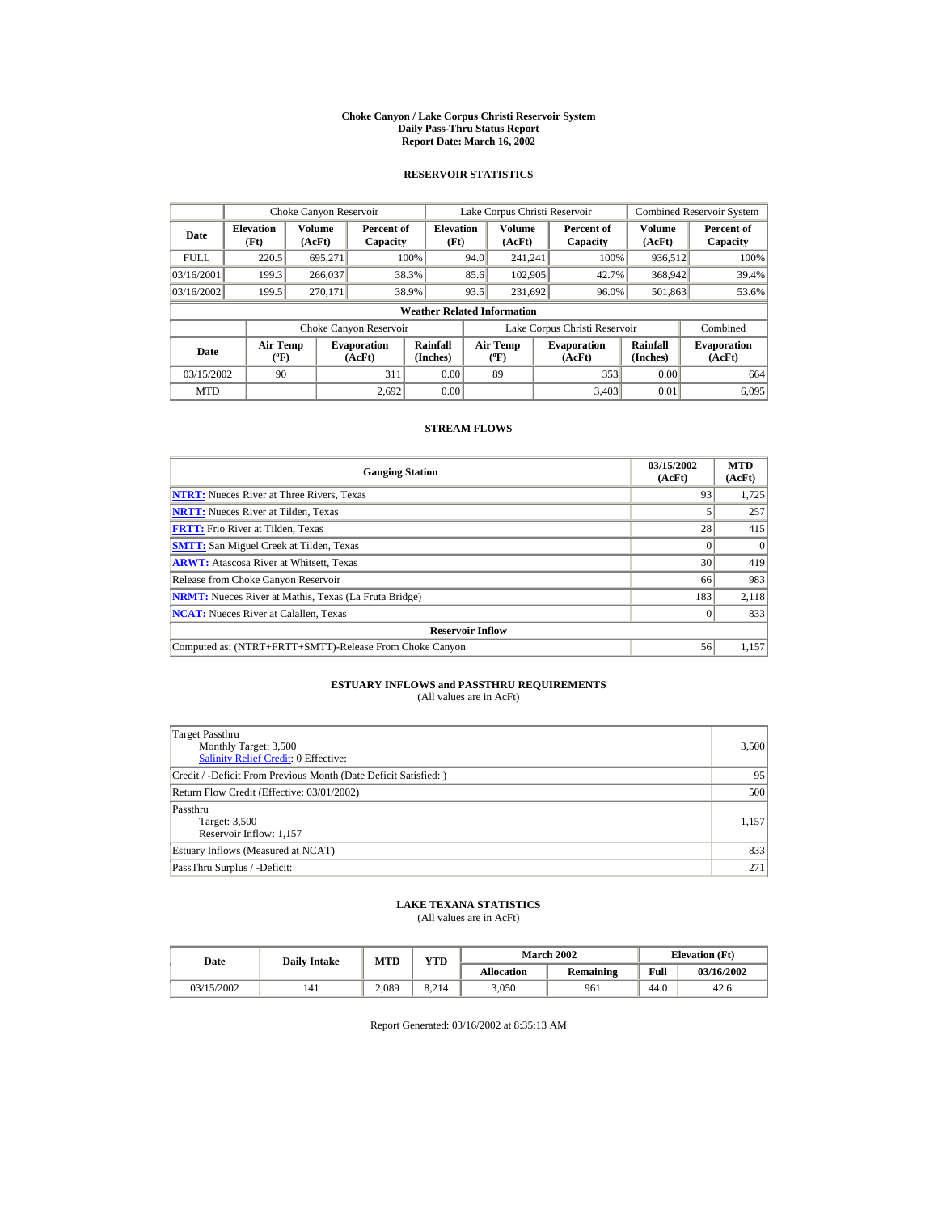# Choke Canyon / Lake Corpus Christi Reservoir System
## Daily Pass-Thru Status Report
### Report Date: March 16, 2002

## RESERVOIR STATISTICS

| Date | Choke Canyon Reservoir | | | Lake Corpus Christi Reservoir | | | Combined Reservoir System | |
|---|---|---|---|---|---|---|---|---|
| | Elevation (Ft) | Volume (AcFt) | Percent of Capacity | Elevation (Ft) | Volume (AcFt) | Percent of Capacity | Volume (AcFt) | Percent of Capacity |
| FULL | 220.5 | 695,271 | 100% | 94.0 | 241,241 | 100% | 936,512 | 100% |
| 03/16/2001 | 199.3 | 266,037 | 38.3% | 85.6 | 102,905 | 42.7% | 368,942 | 39.4% |
| 03/16/2002 | 199.5 | 270,171 | 38.9% | 93.5 | 231,692 | 96.0% | 501,863 | 53.6% |

**Weather Related Information**

| Date | Choke Canyon Reservoir | | | Lake Corpus Christi Reservoir | | | Combined |
|---|---|---|---|---|---|---|---|
| | Air Temp (ºF) | Evaporation (AcFt) | Rainfall (Inches) | Air Temp (ºF) | Evaporation (AcFt) | Rainfall (Inches) | Evaporation (AcFt) |
| 03/15/2002 | 90 | 311 | 0.00 | 89 | 353 | 0.00 | 664 |
| MTD | | 2,692 | 0.00 | | 3,403 | 0.01 | 6,095 |

## STREAM FLOWS

| Gauging Station | 03/15/2002 (AcFt) | MTD (AcFt) |
|---|---|---|
| NTRT: Nueces River at Three Rivers, Texas | 93 | 1,725 |
| NRTT: Nueces River at Tilden, Texas | 5 | 257 |
| FRTT: Frio River at Tilden, Texas | 28 | 415 |
| SMTT: San Miguel Creek at Tilden, Texas | 0 | 0 |
| ARWT: Atascosa River at Whitsett, Texas | 30 | 419 |
| Release from Choke Canyon Reservoir | 66 | 983 |
| NRMT: Nueces River at Mathis, Texas (La Fruta Bridge) | 183 | 2,118 |
| NCAT: Nueces River at Calallen, Texas | 0 | 833 |
| **Reservoir Inflow** | | |
| Computed as: (NTRT+FRTT+SMTT)-Release From Choke Canyon | 56 | 1,157 |

## ESTUARY INFLOWS and PASSTHRU REQUIREMENTS
(All values are in AcFt)

| | |
|---|---|
| Target Passthru<br>Monthly Target: 3,500<br>Salinity Relief Credit: 0 Effective: | 3,500 |
| Credit / -Deficit From Previous Month (Date Deficit Satisfied: ) | 95 |
| Return Flow Credit (Effective: 03/01/2002) | 500 |
| Passthru<br>Target: 3,500<br>Reservoir Inflow: 1,157 | 1,157 |
| Estuary Inflows (Measured at NCAT) | 833 |
| PassThru Surplus / -Deficit: | 271 |

## LAKE TEXANA STATISTICS
(All values are in AcFt)

| Date | Daily Intake | MTD | YTD | March 2002 | | Elevation (Ft) | |
|---|---|---|---|---|---|---|---|
| | | | | Allocation | Remaining | Full | 03/16/2002 |
| 03/15/2002 | 141 | 2,089 | 8,214 | 3,050 | 961 | 44.0 | 42.6 |

Report Generated: 03/16/2002 at 8:35:13 AM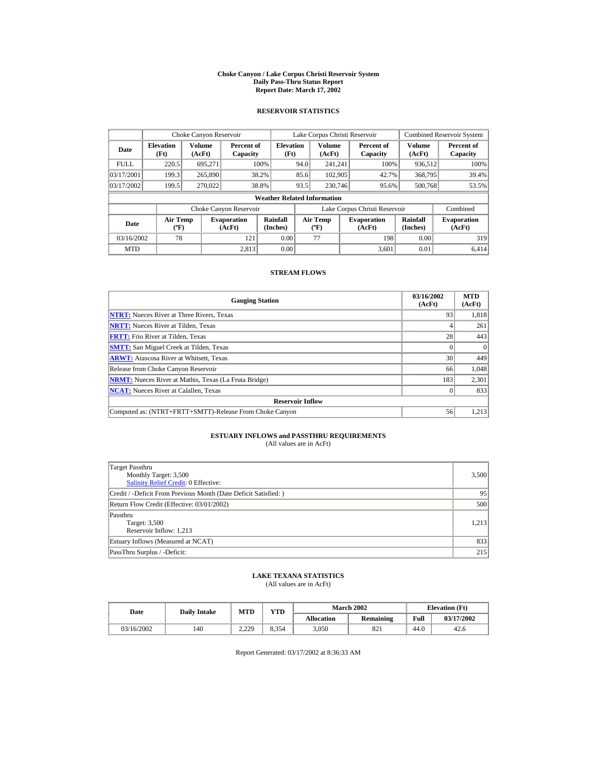# Choke Canyon / Lake Corpus Christi Reservoir System
## Daily Pass-Thru Status Report
### Report Date: March 17, 2002

## RESERVOIR STATISTICS

| Date | Choke Canyon Reservoir | | | Lake Corpus Christi Reservoir | | | Combined Reservoir System | |
|---|---|---|---|---|---|---|---|---|
| | Elevation (Ft) | Volume (AcFt) | Percent of Capacity | Elevation (Ft) | Volume (AcFt) | Percent of Capacity | Volume (AcFt) | Percent of Capacity |
| FULL | 220.5 | 695,271 | 100% | 94.0 | 241,241 | 100% | 936,512 | 100% |
| 03/17/2001 | 199.3 | 265,890 | 38.2% | 85.6 | 102,905 | 42.7% | 368,795 | 39.4% |
| 03/17/2002 | 199.5 | 270,022 | 38.8% | 93.5 | 230,746 | 95.6% | 500,768 | 53.5% |

**Weather Related Information**

| Date | Choke Canyon Reservoir | | | Lake Corpus Christi Reservoir | | | Combined |
|---|---|---|---|---|---|---|---|
| | Air Temp (ºF) | Evaporation (AcFt) | Rainfall (Inches) | Air Temp (ºF) | Evaporation (AcFt) | Rainfall (Inches) | Evaporation (AcFt) |
| 03/16/2002 | 78 | 121 | 0.00 | 77 | 198 | 0.00 | 319 |
| MTD | | 2,813 | 0.00 | | 3,601 | 0.01 | 6,414 |

## STREAM FLOWS

| Gauging Station | 03/16/2002 (AcFt) | MTD (AcFt) |
|---|---|---|
| NTRT: Nueces River at Three Rivers, Texas | 93 | 1,818 |
| NRTT: Nueces River at Tilden, Texas | 4 | 261 |
| FRTT: Frio River at Tilden, Texas | 28 | 443 |
| SMTT: San Miguel Creek at Tilden, Texas | 0 | 0 |
| ARWT: Atascosa River at Whitsett, Texas | 30 | 449 |
| Release from Choke Canyon Reservoir | 66 | 1,048 |
| NRMT: Nueces River at Mathis, Texas (La Fruta Bridge) | 183 | 2,301 |
| NCAT: Nueces River at Calallen, Texas | 0 | 833 |
| **Reservoir Inflow** | | |
| Computed as: (NTRT+FRTT+SMTT)-Release From Choke Canyon | 56 | 1,213 |

## ESTUARY INFLOWS and PASSTHRU REQUIREMENTS
(All values are in AcFt)

| | |
|---|---|
| Target Passthru<br>Monthly Target: 3,500<br>Salinity Relief Credit: 0 Effective: | 3,500 |
| Credit / -Deficit From Previous Month (Date Deficit Satisfied: ) | 95 |
| Return Flow Credit (Effective: 03/01/2002) | 500 |
| Passthru<br>Target: 3,500<br>Reservoir Inflow: 1,213 | 1,213 |
| Estuary Inflows (Measured at NCAT) | 833 |
| PassThru Surplus / -Deficit: | 215 |

## LAKE TEXANA STATISTICS
(All values are in AcFt)

| Date | Daily Intake | MTD | YTD | March 2002 | | Elevation (Ft) | |
|---|---|---|---|---|---|---|---|
| | | | | Allocation | Remaining | Full | 03/17/2002 |
| 03/16/2002 | 140 | 2,229 | 8,354 | 3,050 | 821 | 44.0 | 42.6 |

Report Generated: 03/17/2002 at 8:36:33 AM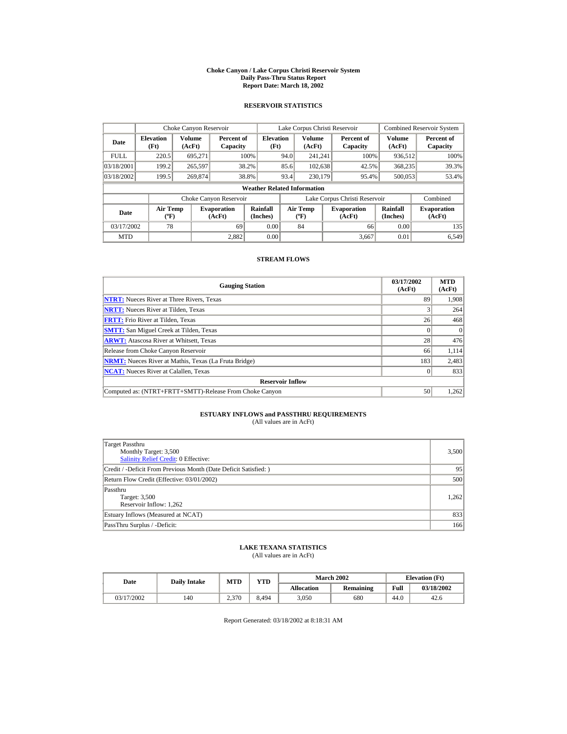# Choke Canyon / Lake Corpus Christi Reservoir System
## Daily Pass-Thru Status Report
### Report Date: March 18, 2002

## RESERVOIR STATISTICS

| Date | Choke Canyon Reservoir | | | Lake Corpus Christi Reservoir | | | Combined Reservoir System | |
|---|---|---|---|---|---|---|---|---|
| | Elevation (Ft) | Volume (AcFt) | Percent of Capacity | Elevation (Ft) | Volume (AcFt) | Percent of Capacity | Volume (AcFt) | Percent of Capacity |
| FULL | 220.5 | 695,271 | 100% | 94.0 | 241,241 | 100% | 936,512 | 100% |
| 03/18/2001 | 199.2 | 265,597 | 38.2% | 85.6 | 102,638 | 42.5% | 368,235 | 39.3% |
| 03/18/2002 | 199.5 | 269,874 | 38.8% | 93.4 | 230,179 | 95.4% | 500,053 | 53.4% |

**Weather Related Information**

| Date | Choke Canyon Reservoir | | | Lake Corpus Christi Reservoir | | | Combined |
|---|---|---|---|---|---|---|---|
| | Air Temp (ºF) | Evaporation (AcFt) | Rainfall (Inches) | Air Temp (ºF) | Evaporation (AcFt) | Rainfall (Inches) | Evaporation (AcFt) |
| 03/17/2002 | 78 | 69 | 0.00 | 84 | 66 | 0.00 | 135 |
| MTD | | 2,882 | 0.00 | | 3,667 | 0.01 | 6,549 |

## STREAM FLOWS

| Gauging Station | 03/17/2002 (AcFt) | MTD (AcFt) |
|---|---|---|
| NTRT: Nueces River at Three Rivers, Texas | 89 | 1,908 |
| NRTT: Nueces River at Tilden, Texas | 3 | 264 |
| FRTT: Frio River at Tilden, Texas | 26 | 468 |
| SMTT: San Miguel Creek at Tilden, Texas | 0 | 0 |
| ARWT: Atascosa River at Whitsett, Texas | 28 | 476 |
| Release from Choke Canyon Reservoir | 66 | 1,114 |
| NRMT: Nueces River at Mathis, Texas (La Fruta Bridge) | 183 | 2,483 |
| NCAT: Nueces River at Calallen, Texas | 0 | 833 |
| **Reservoir Inflow** | | |
| Computed as: (NTRT+FRTT+SMTT)-Release From Choke Canyon | 50 | 1,262 |

## ESTUARY INFLOWS and PASSTHRU REQUIREMENTS
(All values are in AcFt)

| | |
|---|---|
| Target Passthru<br>Monthly Target: 3,500<br>Salinity Relief Credit: 0 Effective: | 3,500 |
| Credit / -Deficit From Previous Month (Date Deficit Satisfied: ) | 95 |
| Return Flow Credit (Effective: 03/01/2002) | 500 |
| Passthru<br>Target: 3,500<br>Reservoir Inflow: 1,262 | 1,262 |
| Estuary Inflows (Measured at NCAT) | 833 |
| PassThru Surplus / -Deficit: | 166 |

## LAKE TEXANA STATISTICS
(All values are in AcFt)

| Date | Daily Intake | MTD | YTD | March 2002 | | Elevation (Ft) | |
|---|---|---|---|---|---|---|---|
| | | | | Allocation | Remaining | Full | 03/18/2002 |
| 03/17/2002 | 140 | 2,370 | 8,494 | 3,050 | 680 | 44.0 | 42.6 |

Report Generated: 03/18/2002 at 8:18:31 AM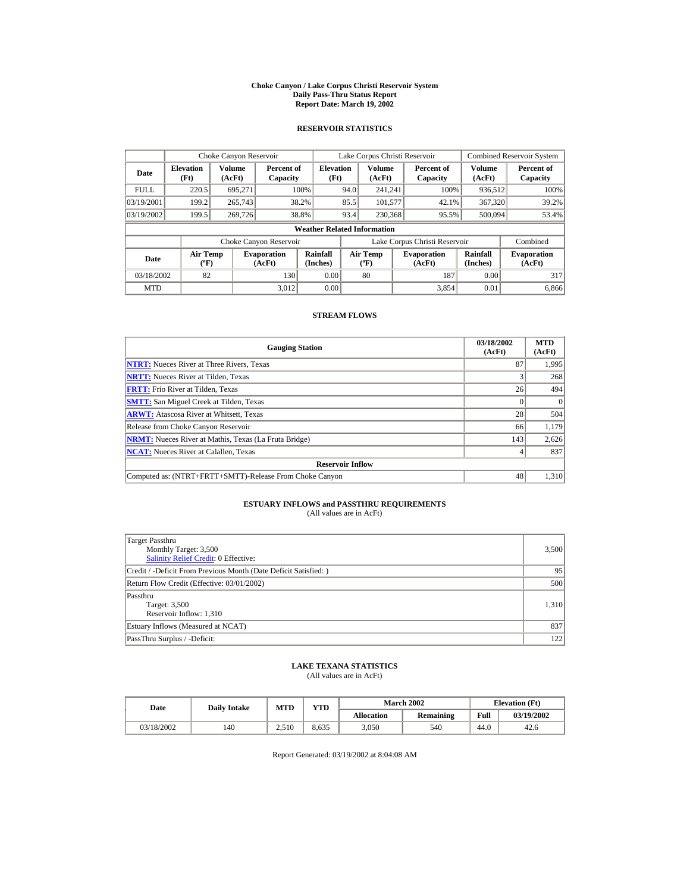# Choke Canyon / Lake Corpus Christi Reservoir System
## Daily Pass-Thru Status Report
## Report Date: March 19, 2002

### RESERVOIR STATISTICS

| Date | Choke Canyon Reservoir | | | Lake Corpus Christi Reservoir | | | Combined Reservoir System | |
|---|---|---|---|---|---|---|---|---|
| | Elevation (Ft) | Volume (AcFt) | Percent of Capacity | Elevation (Ft) | Volume (AcFt) | Percent of Capacity | Volume (AcFt) | Percent of Capacity |
| FULL | 220.5 | 695,271 | 100% | 94.0 | 241,241 | 100% | 936,512 | 100% |
| 03/19/2001 | 199.2 | 265,743 | 38.2% | 85.5 | 101,577 | 42.1% | 367,320 | 39.2% |
| 03/19/2002 | 199.5 | 269,726 | 38.8% | 93.4 | 230,368 | 95.5% | 500,094 | 53.4% |

**Weather Related Information**

| Date | Choke Canyon Reservoir | | | Lake Corpus Christi Reservoir | | | Combined |
|---|---|---|---|---|---|---|---|
| | Air Temp (ºF) | Evaporation (AcFt) | Rainfall (Inches) | Air Temp (ºF) | Evaporation (AcFt) | Rainfall (Inches) | Evaporation (AcFt) |
| 03/18/2002 | 82 | 130 | 0.00 | 80 | 187 | 0.00 | 317 |
| MTD | | 3,012 | 0.00 | | 3,854 | 0.01 | 6,866 |

### STREAM FLOWS

| Gauging Station | 03/18/2002 (AcFt) | MTD (AcFt) |
|---|---|---|
| NTRT: Nueces River at Three Rivers, Texas | 87 | 1,995 |
| NRTT: Nueces River at Tilden, Texas | 3 | 268 |
| FRTT: Frio River at Tilden, Texas | 26 | 494 |
| SMTT: San Miguel Creek at Tilden, Texas | 0 | 0 |
| ARWT: Atascosa River at Whitsett, Texas | 28 | 504 |
| Release from Choke Canyon Reservoir | 66 | 1,179 |
| NRMT: Nueces River at Mathis, Texas (La Fruta Bridge) | 143 | 2,626 |
| NCAT: Nueces River at Calallen, Texas | 4 | 837 |
| **Reservoir Inflow** | | |
| Computed as: (NTRT+FRTT+SMTT)-Release From Choke Canyon | 48 | 1,310 |

### ESTUARY INFLOWS and PASSTHRU REQUIREMENTS
(All values are in AcFt)

| | |
|---|---|
| Target Passthru<br>Monthly Target: 3,500<br>Salinity Relief Credit: 0 Effective: | 3,500 |
| Credit / -Deficit From Previous Month (Date Deficit Satisfied: ) | 95 |
| Return Flow Credit (Effective: 03/01/2002) | 500 |
| Passthru<br>Target: 3,500<br>Reservoir Inflow: 1,310 | 1,310 |
| Estuary Inflows (Measured at NCAT) | 837 |
| PassThru Surplus / -Deficit: | 122 |

### LAKE TEXANA STATISTICS
(All values are in AcFt)

| Date | Daily Intake | MTD | YTD | March 2002 | | Elevation (Ft) | |
|---|---|---|---|---|---|---|---|
| | | | | Allocation | Remaining | Full | 03/19/2002 |
| 03/18/2002 | 140 | 2,510 | 8,635 | 3,050 | 540 | 44.0 | 42.6 |

Report Generated: 03/19/2002 at 8:04:08 AM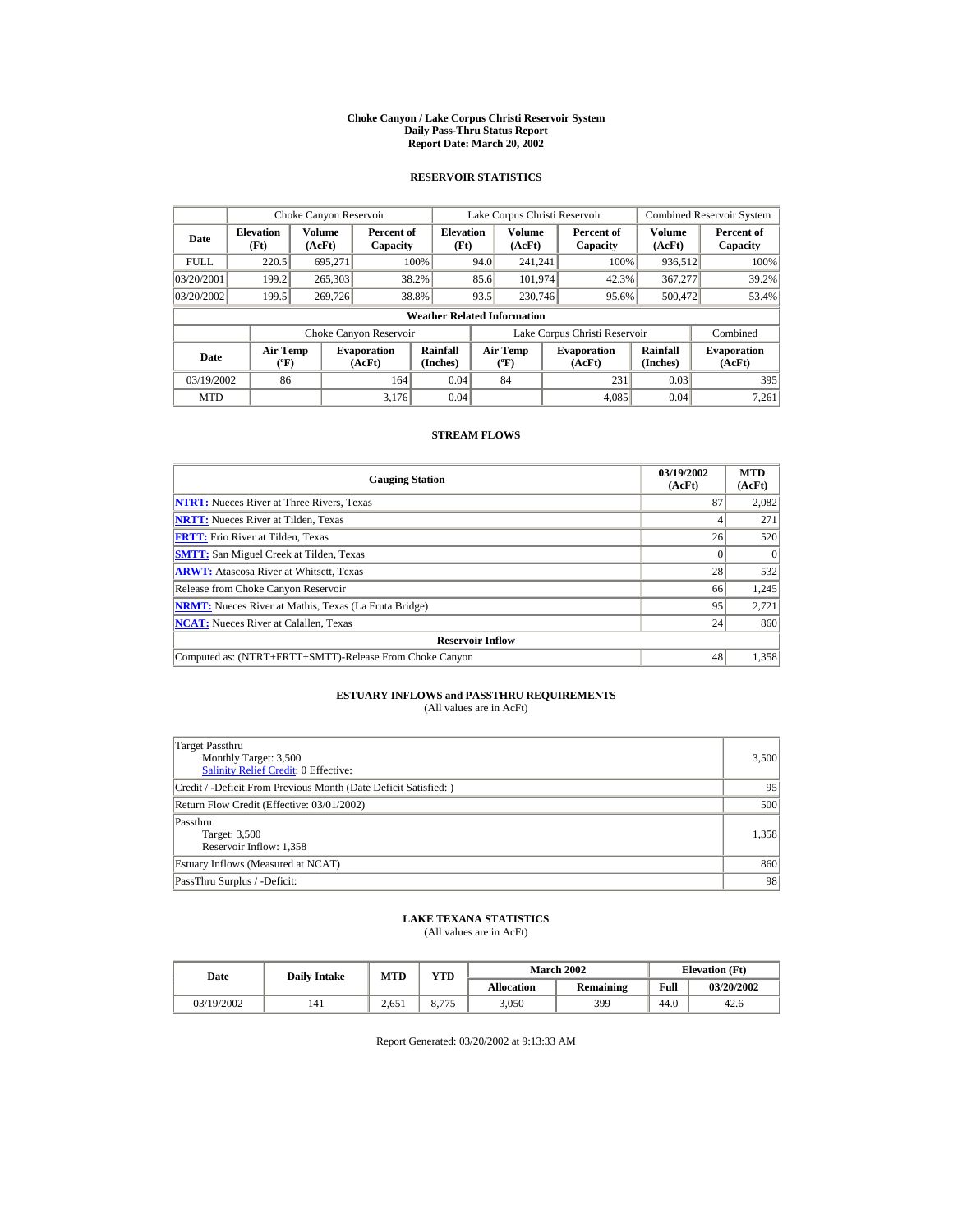# Choke Canyon / Lake Corpus Christi Reservoir System
## Daily Pass-Thru Status Report
## Report Date: March 20, 2002

### RESERVOIR STATISTICS

| Date | Choke Canyon Reservoir | | | Lake Corpus Christi Reservoir | | | Combined Reservoir System | |
|---|---|---|---|---|---|---|---|---|
| | Elevation (Ft) | Volume (AcFt) | Percent of Capacity | Elevation (Ft) | Volume (AcFt) | Percent of Capacity | Volume (AcFt) | Percent of Capacity |
| FULL | 220.5 | 695,271 | 100% | 94.0 | 241,241 | 100% | 936,512 | 100% |
| 03/20/2001 | 199.2 | 265,303 | 38.2% | 85.6 | 101,974 | 42.3% | 367,277 | 39.2% |
| 03/20/2002 | 199.5 | 269,726 | 38.8% | 93.5 | 230,746 | 95.6% | 500,472 | 53.4% |

**Weather Related Information**

| Date | Choke Canyon Reservoir | | | Lake Corpus Christi Reservoir | | | Combined |
|---|---|---|---|---|---|---|---|
| | Air Temp (ºF) | Evaporation (AcFt) | Rainfall (Inches) | Air Temp (ºF) | Evaporation (AcFt) | Rainfall (Inches) | Evaporation (AcFt) |
| 03/19/2002 | 86 | 164 | 0.04 | 84 | 231 | 0.03 | 395 |
| MTD | | 3,176 | 0.04 | | 4,085 | 0.04 | 7,261 |

### STREAM FLOWS

| Gauging Station | 03/19/2002 (AcFt) | MTD (AcFt) |
|---|---|---|
| NTRT: Nueces River at Three Rivers, Texas | 87 | 2,082 |
| NRTT: Nueces River at Tilden, Texas | 4 | 271 |
| FRTT: Frio River at Tilden, Texas | 26 | 520 |
| SMTT: San Miguel Creek at Tilden, Texas | 0 | 0 |
| ARWT: Atascosa River at Whitsett, Texas | 28 | 532 |
| Release from Choke Canyon Reservoir | 66 | 1,245 |
| NRMT: Nueces River at Mathis, Texas (La Fruta Bridge) | 95 | 2,721 |
| NCAT: Nueces River at Calallen, Texas | 24 | 860 |
| **Reservoir Inflow** | | |
| Computed as: (NTRT+FRTT+SMTT)-Release From Choke Canyon | 48 | 1,358 |

### ESTUARY INFLOWS and PASSTHRU REQUIREMENTS
(All values are in AcFt)

| | |
|---|---|
| Target Passthru<br>Monthly Target: 3,500<br>Salinity Relief Credit: 0 Effective: | 3,500 |
| Credit / -Deficit From Previous Month (Date Deficit Satisfied: ) | 95 |
| Return Flow Credit (Effective: 03/01/2002) | 500 |
| Passthru<br>Target: 3,500<br>Reservoir Inflow: 1,358 | 1,358 |
| Estuary Inflows (Measured at NCAT) | 860 |
| PassThru Surplus / -Deficit: | 98 |

### LAKE TEXANA STATISTICS
(All values are in AcFt)

| Date | Daily Intake | MTD | YTD | March 2002 | | Elevation (Ft) | |
|---|---|---|---|---|---|---|---|
| | | | | Allocation | Remaining | Full | 03/20/2002 |
| 03/19/2002 | 141 | 2,651 | 8,775 | 3,050 | 399 | 44.0 | 42.6 |

Report Generated: 03/20/2002 at 9:13:33 AM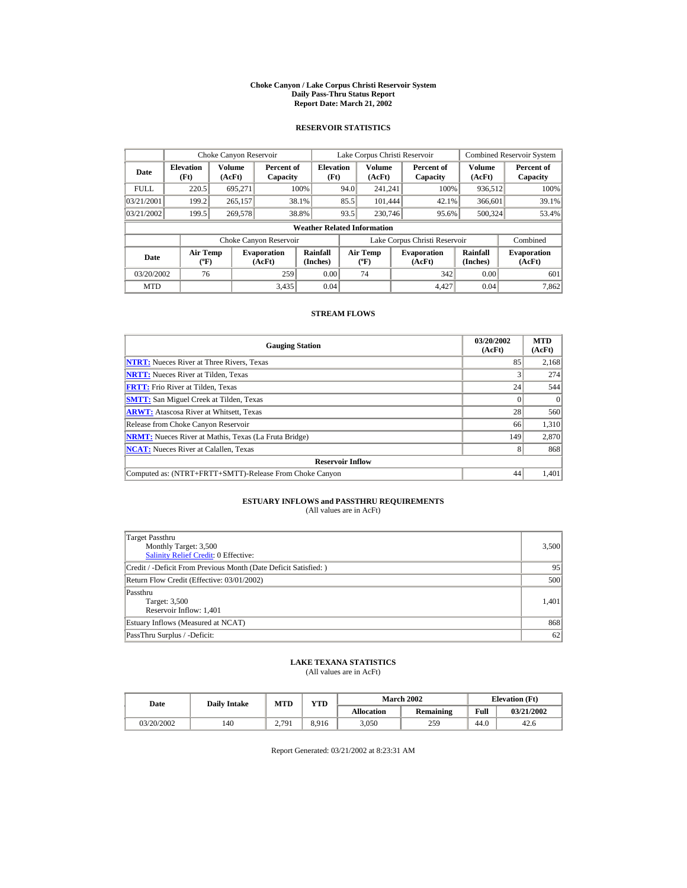# Choke Canyon / Lake Corpus Christi Reservoir System
## Daily Pass-Thru Status Report
### Report Date: March 21, 2002

## RESERVOIR STATISTICS

| Date | Choke Canyon Reservoir | | | Lake Corpus Christi Reservoir | | | Combined Reservoir System | |
|---|---|---|---|---|---|---|---|---|
| | Elevation (Ft) | Volume (AcFt) | Percent of Capacity | Elevation (Ft) | Volume (AcFt) | Percent of Capacity | Volume (AcFt) | Percent of Capacity |
| FULL | 220.5 | 695,271 | 100% | 94.0 | 241,241 | 100% | 936,512 | 100% |
| 03/21/2001 | 199.2 | 265,157 | 38.1% | 85.5 | 101,444 | 42.1% | 366,601 | 39.1% |
| 03/21/2002 | 199.5 | 269,578 | 38.8% | 93.5 | 230,746 | 95.6% | 500,324 | 53.4% |

**Weather Related Information**

| Date | Choke Canyon Reservoir | | | Lake Corpus Christi Reservoir | | | Combined |
|---|---|---|---|---|---|---|---|
| | Air Temp (ºF) | Evaporation (AcFt) | Rainfall (Inches) | Air Temp (ºF) | Evaporation (AcFt) | Rainfall (Inches) | Evaporation (AcFt) |
| 03/20/2002 | 76 | 259 | 0.00 | 74 | 342 | 0.00 | 601 |
| MTD | | 3,435 | 0.04 | | 4,427 | 0.04 | 7,862 |

## STREAM FLOWS

| Gauging Station | 03/20/2002 (AcFt) | MTD (AcFt) |
|---|---|---|
| NTRT: Nueces River at Three Rivers, Texas | 85 | 2,168 |
| NRTT: Nueces River at Tilden, Texas | 3 | 274 |
| FRTT: Frio River at Tilden, Texas | 24 | 544 |
| SMTT: San Miguel Creek at Tilden, Texas | 0 | 0 |
| ARWT: Atascosa River at Whitsett, Texas | 28 | 560 |
| Release from Choke Canyon Reservoir | 66 | 1,310 |
| NRMT: Nueces River at Mathis, Texas (La Fruta Bridge) | 149 | 2,870 |
| NCAT: Nueces River at Calallen, Texas | 8 | 868 |
| **Reservoir Inflow** | | |
| Computed as: (NTRT+FRTT+SMTT)-Release From Choke Canyon | 44 | 1,401 |

## ESTUARY INFLOWS and PASSTHRU REQUIREMENTS
(All values are in AcFt)

| | |
|---|---|
| Target Passthru<br>Monthly Target: 3,500<br>Salinity Relief Credit: 0 Effective: | 3,500 |
| Credit / -Deficit From Previous Month (Date Deficit Satisfied: ) | 95 |
| Return Flow Credit (Effective: 03/01/2002) | 500 |
| Passthru<br>Target: 3,500<br>Reservoir Inflow: 1,401 | 1,401 |
| Estuary Inflows (Measured at NCAT) | 868 |
| PassThru Surplus / -Deficit: | 62 |

## LAKE TEXANA STATISTICS
(All values are in AcFt)

| Date | Daily Intake | MTD | YTD | March 2002 | | Elevation (Ft) | |
|---|---|---|---|---|---|---|---|
| | | | | Allocation | Remaining | Full | 03/21/2002 |
| 03/20/2002 | 140 | 2,791 | 8,916 | 3,050 | 259 | 44.0 | 42.6 |

Report Generated: 03/21/2002 at 8:23:31 AM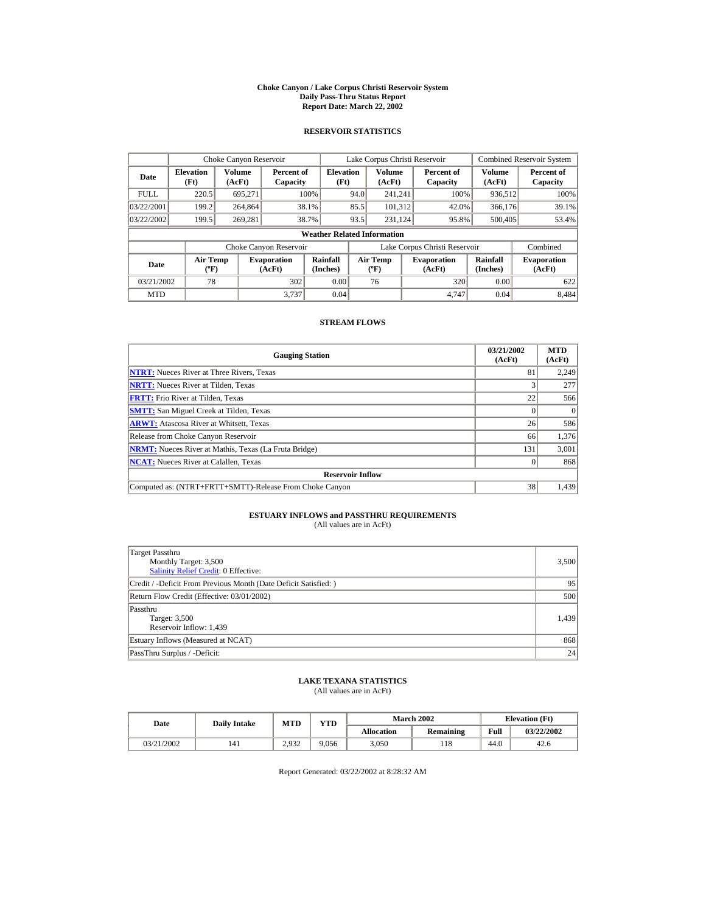# Choke Canyon / Lake Corpus Christi Reservoir System
## Daily Pass-Thru Status Report
### Report Date: March 22, 2002

## RESERVOIR STATISTICS

| | Choke Canyon Reservoir | | | Lake Corpus Christi Reservoir | | | Combined Reservoir System | |
|---|---|---|---|---|---|---|---|---|
| Date | Elevation (Ft) | Volume (AcFt) | Percent of Capacity | Elevation (Ft) | Volume (AcFt) | Percent of Capacity | Volume (AcFt) | Percent of Capacity |
| FULL | 220.5 | 695,271 | 100% | 94.0 | 241,241 | 100% | 936,512 | 100% |
| 03/22/2001 | 199.2 | 264,864 | 38.1% | 85.5 | 101,312 | 42.0% | 366,176 | 39.1% |
| 03/22/2002 | 199.5 | 269,281 | 38.7% | 93.5 | 231,124 | 95.8% | 500,405 | 53.4% |

**Weather Related Information**

| | Choke Canyon Reservoir | | | Lake Corpus Christi Reservoir | | | Combined |
|---|---|---|---|---|---|---|---|
| Date | Air Temp (ºF) | Evaporation (AcFt) | Rainfall (Inches) | Air Temp (ºF) | Evaporation (AcFt) | Rainfall (Inches) | Evaporation (AcFt) |
| 03/21/2002 | 78 | 302 | 0.00 | 76 | 320 | 0.00 | 622 |
| MTD | | 3,737 | 0.04 | | 4,747 | 0.04 | 8,484 |

## STREAM FLOWS

| Gauging Station | 03/21/2002 (AcFt) | MTD (AcFt) |
|---|---|---|
| NTRT: Nueces River at Three Rivers, Texas | 81 | 2,249 |
| NRTT: Nueces River at Tilden, Texas | 3 | 277 |
| FRTT: Frio River at Tilden, Texas | 22 | 566 |
| SMTT: San Miguel Creek at Tilden, Texas | 0 | 0 |
| ARWT: Atascosa River at Whitsett, Texas | 26 | 586 |
| Release from Choke Canyon Reservoir | 66 | 1,376 |
| NRMT: Nueces River at Mathis, Texas (La Fruta Bridge) | 131 | 3,001 |
| NCAT: Nueces River at Calallen, Texas | 0 | 868 |
| **Reservoir Inflow** | | |
| Computed as: (NTRT+FRTT+SMTT)-Release From Choke Canyon | 38 | 1,439 |

## ESTUARY INFLOWS and PASSTHRU REQUIREMENTS
(All values are in AcFt)

| | |
|---|---|
| Target Passthru<br>Monthly Target: 3,500<br>Salinity Relief Credit: 0 Effective: | 3,500 |
| Credit / -Deficit From Previous Month (Date Deficit Satisfied: ) | 95 |
| Return Flow Credit (Effective: 03/01/2002) | 500 |
| Passthru<br>Target: 3,500<br>Reservoir Inflow: 1,439 | 1,439 |
| Estuary Inflows (Measured at NCAT) | 868 |
| PassThru Surplus / -Deficit: | 24 |

## LAKE TEXANA STATISTICS
(All values are in AcFt)

| Date | Daily Intake | MTD | YTD | March 2002 | | Elevation (Ft) | |
|---|---|---|---|---|---|---|---|
| | | | | Allocation | Remaining | Full | 03/22/2002 |
| 03/21/2002 | 141 | 2,932 | 9,056 | 3,050 | 118 | 44.0 | 42.6 |

Report Generated: 03/22/2002 at 8:28:32 AM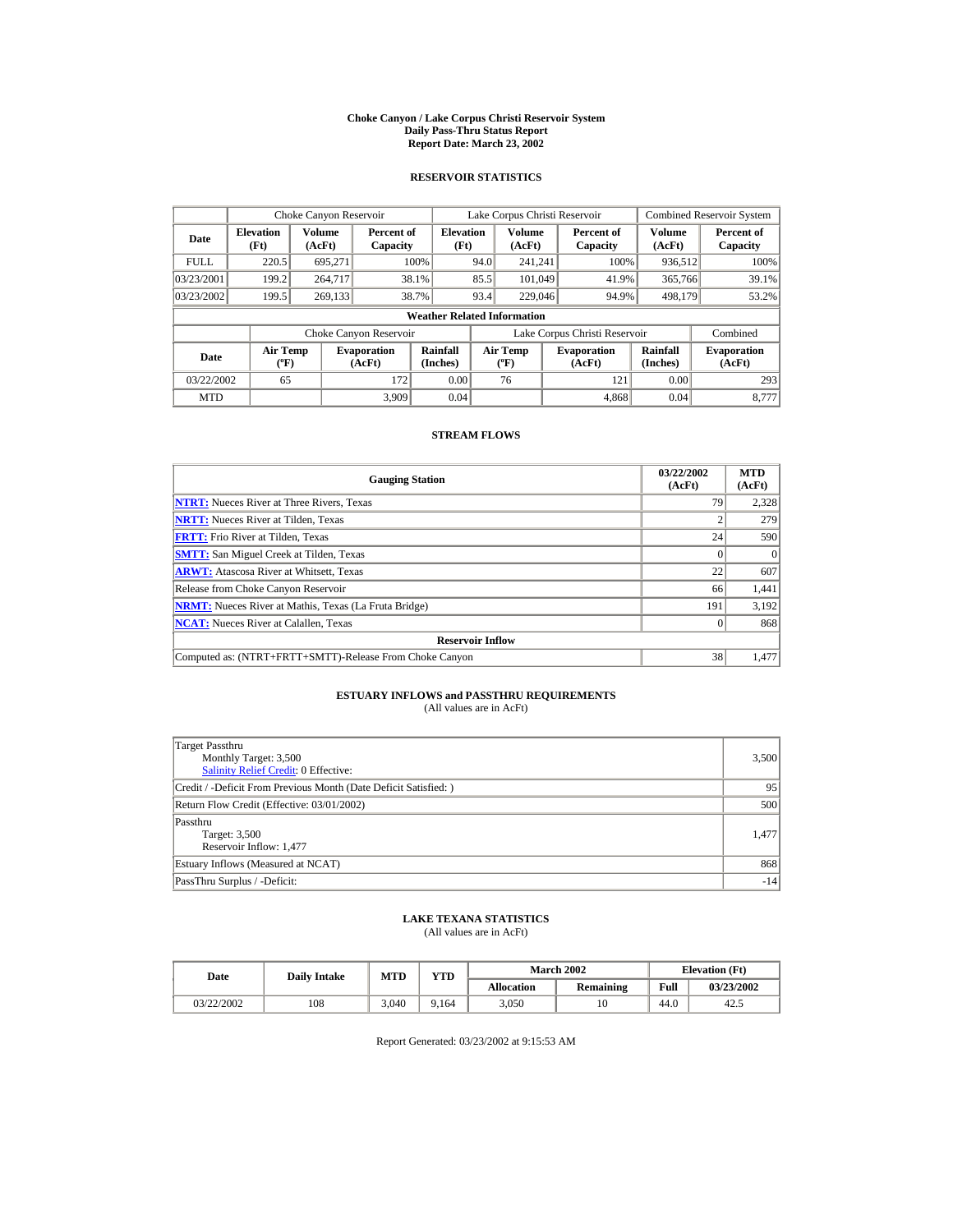# Choke Canyon / Lake Corpus Christi Reservoir System
## Daily Pass-Thru Status Report
## Report Date: March 23, 2002

### RESERVOIR STATISTICS

| Date | Choke Canyon Reservoir | | | Lake Corpus Christi Reservoir | | | Combined Reservoir System | |
|---|---|---|---|---|---|---|---|---|
| | Elevation (Ft) | Volume (AcFt) | Percent of Capacity | Elevation (Ft) | Volume (AcFt) | Percent of Capacity | Volume (AcFt) | Percent of Capacity |
| FULL | 220.5 | 695,271 | 100% | 94.0 | 241,241 | 100% | 936,512 | 100% |
| 03/23/2001 | 199.2 | 264,717 | 38.1% | 85.5 | 101,049 | 41.9% | 365,766 | 39.1% |
| 03/23/2002 | 199.5 | 269,133 | 38.7% | 93.4 | 229,046 | 94.9% | 498,179 | 53.2% |

**Weather Related Information**

| Date | Choke Canyon Reservoir | | | Lake Corpus Christi Reservoir | | | Combined |
|---|---|---|---|---|---|---|---|
| | Air Temp (ºF) | Evaporation (AcFt) | Rainfall (Inches) | Air Temp (ºF) | Evaporation (AcFt) | Rainfall (Inches) | Evaporation (AcFt) |
| 03/22/2002 | 65 | 172 | 0.00 | 76 | 121 | 0.00 | 293 |
| MTD | | 3,909 | 0.04 | | 4,868 | 0.04 | 8,777 |

### STREAM FLOWS

| Gauging Station | 03/22/2002 (AcFt) | MTD (AcFt) |
|---|---|---|
| NTRT: Nueces River at Three Rivers, Texas | 79 | 2,328 |
| NRTT: Nueces River at Tilden, Texas | 2 | 279 |
| FRTT: Frio River at Tilden, Texas | 24 | 590 |
| SMTT: San Miguel Creek at Tilden, Texas | 0 | 0 |
| ARWT: Atascosa River at Whitsett, Texas | 22 | 607 |
| Release from Choke Canyon Reservoir | 66 | 1,441 |
| NRMT: Nueces River at Mathis, Texas (La Fruta Bridge) | 191 | 3,192 |
| NCAT: Nueces River at Calallen, Texas | 0 | 868 |
| **Reservoir Inflow** | | |
| Computed as: (NTRT+FRTT+SMTT)-Release From Choke Canyon | 38 | 1,477 |

### ESTUARY INFLOWS and PASSTHRU REQUIREMENTS
(All values are in AcFt)

| | |
|---|---|
| Target Passthru<br>Monthly Target: 3,500<br>Salinity Relief Credit: 0 Effective: | 3,500 |
| Credit / -Deficit From Previous Month (Date Deficit Satisfied: ) | 95 |
| Return Flow Credit (Effective: 03/01/2002) | 500 |
| Passthru<br>Target: 3,500<br>Reservoir Inflow: 1,477 | 1,477 |
| Estuary Inflows (Measured at NCAT) | 868 |
| PassThru Surplus / -Deficit: | -14 |

### LAKE TEXANA STATISTICS
(All values are in AcFt)

| Date | Daily Intake | MTD | YTD | March 2002 | | Elevation (Ft) | |
|---|---|---|---|---|---|---|---|
| | | | | Allocation | Remaining | Full | 03/23/2002 |
| 03/22/2002 | 108 | 3,040 | 9,164 | 3,050 | 10 | 44.0 | 42.5 |

Report Generated: 03/23/2002 at 9:15:53 AM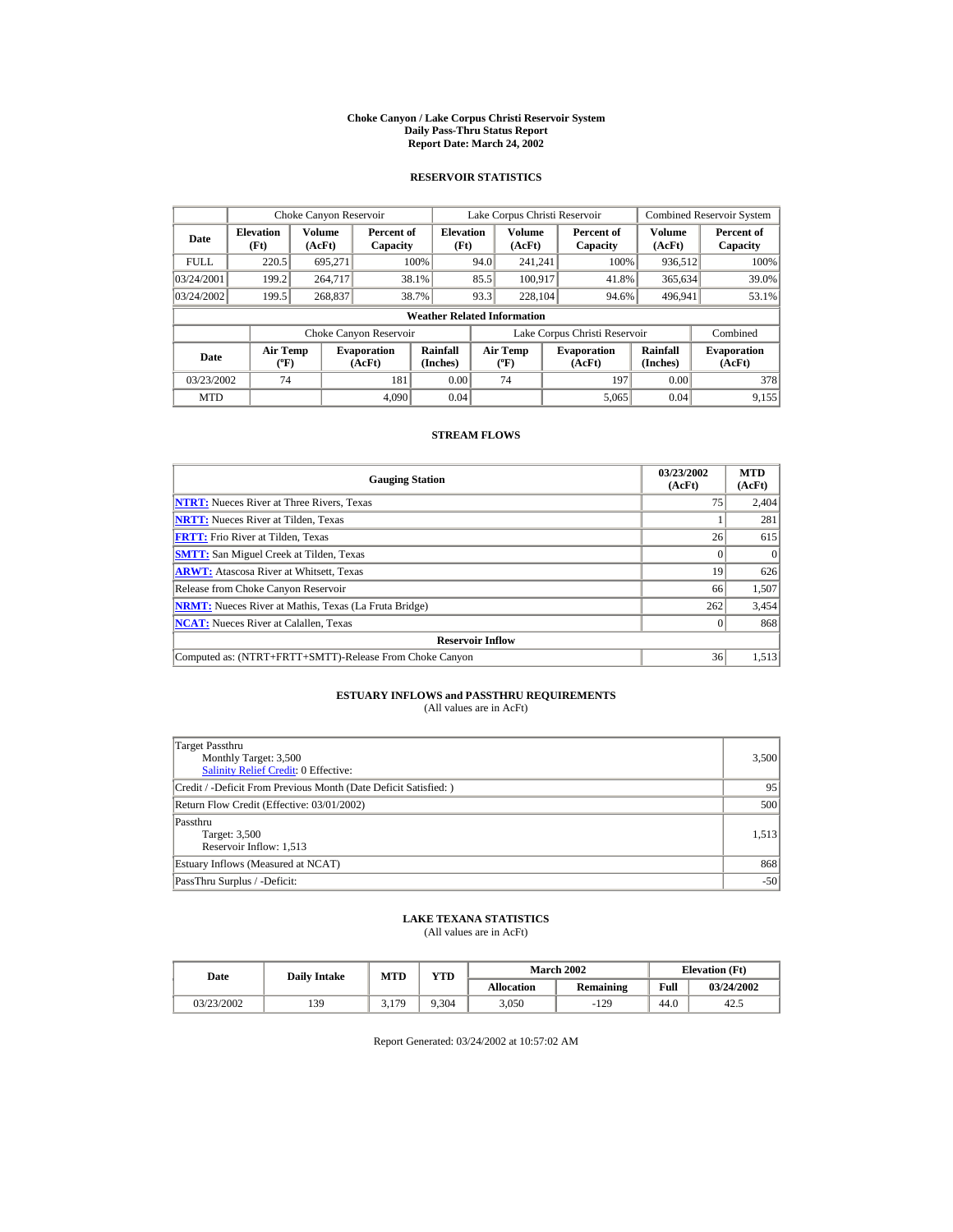# Choke Canyon / Lake Corpus Christi Reservoir System
## Daily Pass-Thru Status Report
## Report Date: March 24, 2002

### RESERVOIR STATISTICS

| Date | Choke Canyon Reservoir | | | Lake Corpus Christi Reservoir | | | Combined Reservoir System | |
|---|---|---|---|---|---|---|---|---|
| | Elevation (Ft) | Volume (AcFt) | Percent of Capacity | Elevation (Ft) | Volume (AcFt) | Percent of Capacity | Volume (AcFt) | Percent of Capacity |
| FULL | 220.5 | 695,271 | 100% | 94.0 | 241,241 | 100% | 936,512 | 100% |
| 03/24/2001 | 199.2 | 264,717 | 38.1% | 85.5 | 100,917 | 41.8% | 365,634 | 39.0% |
| 03/24/2002 | 199.5 | 268,837 | 38.7% | 93.3 | 228,104 | 94.6% | 496,941 | 53.1% |

**Weather Related Information**

| Date | Choke Canyon Reservoir | | | Lake Corpus Christi Reservoir | | | Combined |
|---|---|---|---|---|---|---|---|
| | Air Temp (ºF) | Evaporation (AcFt) | Rainfall (Inches) | Air Temp (ºF) | Evaporation (AcFt) | Rainfall (Inches) | Evaporation (AcFt) |
| 03/23/2002 | 74 | 181 | 0.00 | 74 | 197 | 0.00 | 378 |
| MTD | | 4,090 | 0.04 | | 5,065 | 0.04 | 9,155 |

### STREAM FLOWS

| Gauging Station | 03/23/2002 (AcFt) | MTD (AcFt) |
|---|---|---|
| NTRT: Nueces River at Three Rivers, Texas | 75 | 2,404 |
| NRTT: Nueces River at Tilden, Texas | 1 | 281 |
| FRTT: Frio River at Tilden, Texas | 26 | 615 |
| SMTT: San Miguel Creek at Tilden, Texas | 0 | 0 |
| ARWT: Atascosa River at Whitsett, Texas | 19 | 626 |
| Release from Choke Canyon Reservoir | 66 | 1,507 |
| NRMT: Nueces River at Mathis, Texas (La Fruta Bridge) | 262 | 3,454 |
| NCAT: Nueces River at Calallen, Texas | 0 | 868 |
| **Reservoir Inflow** | | |
| Computed as: (NTRT+FRTT+SMTT)-Release From Choke Canyon | 36 | 1,513 |

### ESTUARY INFLOWS and PASSTHRU REQUIREMENTS
(All values are in AcFt)

| | |
|---|---|
| Target Passthru<br>Monthly Target: 3,500<br>Salinity Relief Credit: 0 Effective: | 3,500 |
| Credit / -Deficit From Previous Month (Date Deficit Satisfied: ) | 95 |
| Return Flow Credit (Effective: 03/01/2002) | 500 |
| Passthru<br>Target: 3,500<br>Reservoir Inflow: 1,513 | 1,513 |
| Estuary Inflows (Measured at NCAT) | 868 |
| PassThru Surplus / -Deficit: | -50 |

### LAKE TEXANA STATISTICS
(All values are in AcFt)

| Date | Daily Intake | MTD | YTD | March 2002 | | Elevation (Ft) | |
|---|---|---|---|---|---|---|---|
| | | | | Allocation | Remaining | Full | 03/24/2002 |
| 03/23/2002 | 139 | 3,179 | 9,304 | 3,050 | -129 | 44.0 | 42.5 |

Report Generated: 03/24/2002 at 10:57:02 AM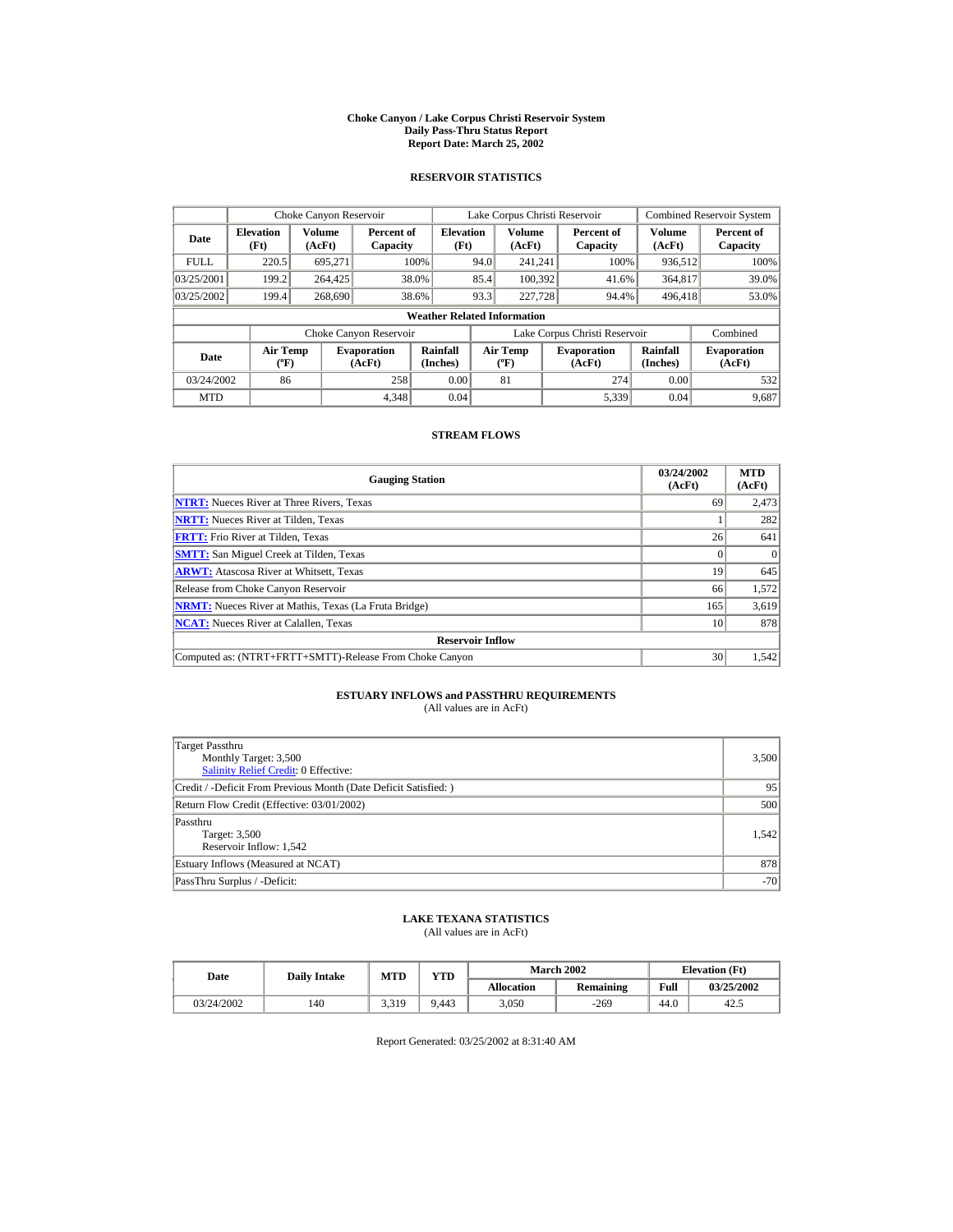# Choke Canyon / Lake Corpus Christi Reservoir System
## Daily Pass-Thru Status Report
## Report Date: March 25, 2002

### RESERVOIR STATISTICS

| | Choke Canyon Reservoir | | | Lake Corpus Christi Reservoir | | | Combined Reservoir System | |
|---|---|---|---|---|---|---|---|---|
| Date | Elevation (Ft) | Volume (AcFt) | Percent of Capacity | Elevation (Ft) | Volume (AcFt) | Percent of Capacity | Volume (AcFt) | Percent of Capacity |
| FULL | 220.5 | 695,271 | 100% | 94.0 | 241,241 | 100% | 936,512 | 100% |
| 03/25/2001 | 199.2 | 264,425 | 38.0% | 85.4 | 100,392 | 41.6% | 364,817 | 39.0% |
| 03/25/2002 | 199.4 | 268,690 | 38.6% | 93.3 | 227,728 | 94.4% | 496,418 | 53.0% |

**Weather Related Information**

| | Choke Canyon Reservoir | | | Lake Corpus Christi Reservoir | | | Combined |
|---|---|---|---|---|---|---|---|
| Date | Air Temp (ºF) | Evaporation (AcFt) | Rainfall (Inches) | Air Temp (ºF) | Evaporation (AcFt) | Rainfall (Inches) | Evaporation (AcFt) |
| 03/24/2002 | 86 | 258 | 0.00 | 81 | 274 | 0.00 | 532 |
| MTD | | 4,348 | 0.04 | | 5,339 | 0.04 | 9,687 |

### STREAM FLOWS

| Gauging Station | 03/24/2002 (AcFt) | MTD (AcFt) |
|---|---|---|
| NTRT: Nueces River at Three Rivers, Texas | 69 | 2,473 |
| NRTT: Nueces River at Tilden, Texas | 1 | 282 |
| FRTT: Frio River at Tilden, Texas | 26 | 641 |
| SMTT: San Miguel Creek at Tilden, Texas | 0 | 0 |
| ARWT: Atascosa River at Whitsett, Texas | 19 | 645 |
| Release from Choke Canyon Reservoir | 66 | 1,572 |
| NRMT: Nueces River at Mathis, Texas (La Fruta Bridge) | 165 | 3,619 |
| NCAT: Nueces River at Calallen, Texas | 10 | 878 |
| **Reservoir Inflow** | | |
| Computed as: (NTRT+FRTT+SMTT)-Release From Choke Canyon | 30 | 1,542 |

### ESTUARY INFLOWS and PASSTHRU REQUIREMENTS
(All values are in AcFt)

| | |
|---|---|
| Target Passthru<br>Monthly Target: 3,500<br>Salinity Relief Credit: 0 Effective: | 3,500 |
| Credit / -Deficit From Previous Month (Date Deficit Satisfied: ) | 95 |
| Return Flow Credit (Effective: 03/01/2002) | 500 |
| Passthru<br>Target: 3,500<br>Reservoir Inflow: 1,542 | 1,542 |
| Estuary Inflows (Measured at NCAT) | 878 |
| PassThru Surplus / -Deficit: | -70 |

### LAKE TEXANA STATISTICS
(All values are in AcFt)

| Date | Daily Intake | MTD | YTD | March 2002 | | Elevation (Ft) | |
|---|---|---|---|---|---|---|---|
| | | | | Allocation | Remaining | Full | 03/25/2002 |
| 03/24/2002 | 140 | 3,319 | 9,443 | 3,050 | -269 | 44.0 | 42.5 |

Report Generated: 03/25/2002 at 8:31:40 AM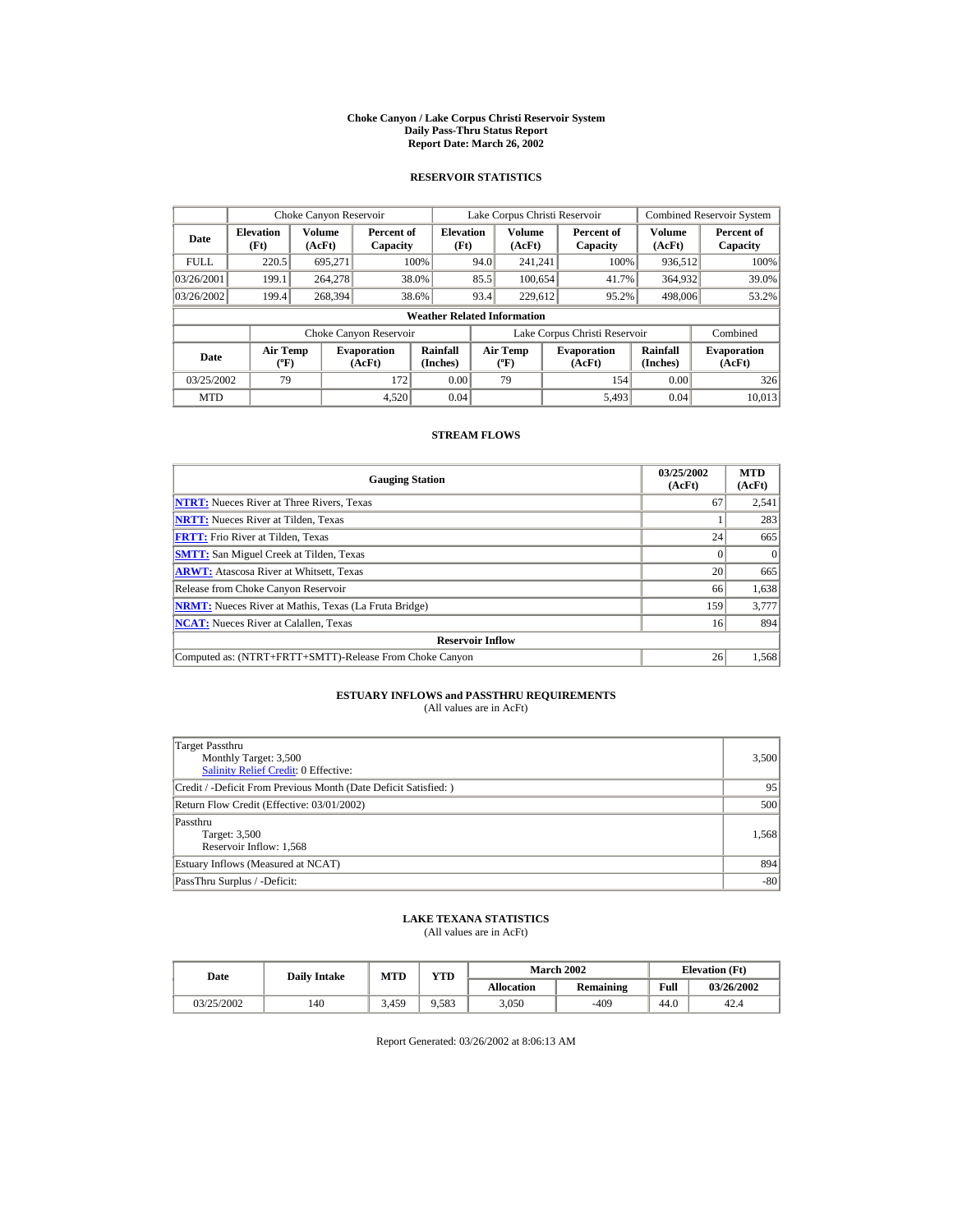# Choke Canyon / Lake Corpus Christi Reservoir System
## Daily Pass-Thru Status Report
### Report Date: March 26, 2002

## RESERVOIR STATISTICS

| Date | Choke Canyon Reservoir | | | Lake Corpus Christi Reservoir | | | Combined Reservoir System | |
|---|---|---|---|---|---|---|---|---|
| | Elevation (Ft) | Volume (AcFt) | Percent of Capacity | Elevation (Ft) | Volume (AcFt) | Percent of Capacity | Volume (AcFt) | Percent of Capacity |
| FULL | 220.5 | 695,271 | 100% | 94.0 | 241,241 | 100% | 936,512 | 100% |
| 03/26/2001 | 199.1 | 264,278 | 38.0% | 85.5 | 100,654 | 41.7% | 364,932 | 39.0% |
| 03/26/2002 | 199.4 | 268,394 | 38.6% | 93.4 | 229,612 | 95.2% | 498,006 | 53.2% |

**Weather Related Information**

| Date | Choke Canyon Reservoir | | | Lake Corpus Christi Reservoir | | | Combined |
|---|---|---|---|---|---|---|---|
| | Air Temp (°F) | Evaporation (AcFt) | Rainfall (Inches) | Air Temp (°F) | Evaporation (AcFt) | Rainfall (Inches) | Evaporation (AcFt) |
| 03/25/2002 | 79 | 172 | 0.00 | 79 | 154 | 0.00 | 326 |
| MTD | | 4,520 | 0.04 | | 5,493 | 0.04 | 10,013 |

## STREAM FLOWS

| Gauging Station | 03/25/2002 (AcFt) | MTD (AcFt) |
|---|---|---|
| NTRT: Nueces River at Three Rivers, Texas | 67 | 2,541 |
| NRTT: Nueces River at Tilden, Texas | 1 | 283 |
| FRTT: Frio River at Tilden, Texas | 24 | 665 |
| SMTT: San Miguel Creek at Tilden, Texas | 0 | 0 |
| ARWT: Atascosa River at Whitsett, Texas | 20 | 665 |
| Release from Choke Canyon Reservoir | 66 | 1,638 |
| NRMT: Nueces River at Mathis, Texas (La Fruta Bridge) | 159 | 3,777 |
| NCAT: Nueces River at Calallen, Texas | 16 | 894 |
| **Reservoir Inflow** | | |
| Computed as: (NTRT+FRTT+SMTT)-Release From Choke Canyon | 26 | 1,568 |

## ESTUARY INFLOWS and PASSTHRU REQUIREMENTS
(All values are in AcFt)

| Item | Value |
|---|---|
| Target Passthru<br>Monthly Target: 3,500<br>Salinity Relief Credit: 0 Effective: | 3,500 |
| Credit / -Deficit From Previous Month (Date Deficit Satisfied: ) | 95 |
| Return Flow Credit (Effective: 03/01/2002) | 500 |
| Passthru<br>Target: 3,500<br>Reservoir Inflow: 1,568 | 1,568 |
| Estuary Inflows (Measured at NCAT) | 894 |
| PassThru Surplus / -Deficit: | -80 |

## LAKE TEXANA STATISTICS
(All values are in AcFt)

| Date | Daily Intake | MTD | YTD | March 2002 | | Elevation (Ft) | |
|---|---|---|---|---|---|---|---|
| | | | | Allocation | Remaining | Full | 03/26/2002 |
| 03/25/2002 | 140 | 3,459 | 9,583 | 3,050 | -409 | 44.0 | 42.4 |

Report Generated: 03/26/2002 at 8:06:13 AM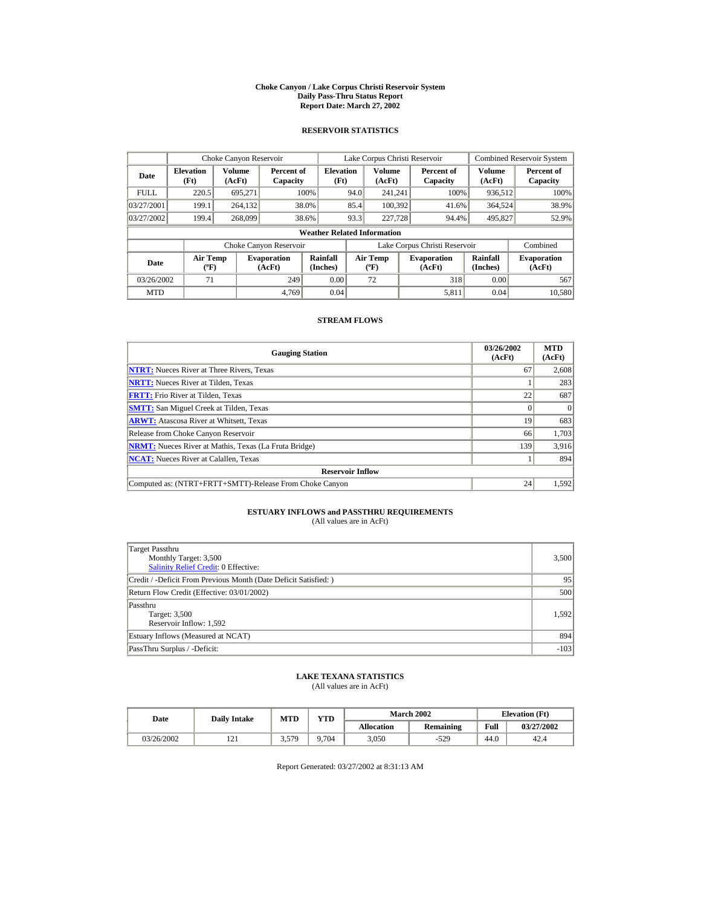# Choke Canyon / Lake Corpus Christi Reservoir System
## Daily Pass-Thru Status Report
## Report Date: March 27, 2002

### RESERVOIR STATISTICS

| | Choke Canyon Reservoir | | | Lake Corpus Christi Reservoir | | | Combined Reservoir System | |
|---|---|---|---|---|---|---|---|---|
| Date | Elevation (Ft) | Volume (AcFt) | Percent of Capacity | Elevation (Ft) | Volume (AcFt) | Percent of Capacity | Volume (AcFt) | Percent of Capacity |
| FULL | 220.5 | 695,271 | 100% | 94.0 | 241,241 | 100% | 936,512 | 100% |
| 03/27/2001 | 199.1 | 264,132 | 38.0% | 85.4 | 100,392 | 41.6% | 364,524 | 38.9% |
| 03/27/2002 | 199.4 | 268,099 | 38.6% | 93.3 | 227,728 | 94.4% | 495,827 | 52.9% |

**Weather Related Information**

| | Choke Canyon Reservoir | | | Lake Corpus Christi Reservoir | | | Combined |
|---|---|---|---|---|---|---|---|
| Date | Air Temp (ºF) | Evaporation (AcFt) | Rainfall (Inches) | Air Temp (ºF) | Evaporation (AcFt) | Rainfall (Inches) | Evaporation (AcFt) |
| 03/26/2002 | 71 | 249 | 0.00 | 72 | 318 | 0.00 | 567 |
| MTD | | 4,769 | 0.04 | | 5,811 | 0.04 | 10,580 |

### STREAM FLOWS

| Gauging Station | 03/26/2002 (AcFt) | MTD (AcFt) |
|---|---|---|
| NTRT: Nueces River at Three Rivers, Texas | 67 | 2,608 |
| NRTT: Nueces River at Tilden, Texas | 1 | 283 |
| FRTT: Frio River at Tilden, Texas | 22 | 687 |
| SMTT: San Miguel Creek at Tilden, Texas | 0 | 0 |
| ARWT: Atascosa River at Whitsett, Texas | 19 | 683 |
| Release from Choke Canyon Reservoir | 66 | 1,703 |
| NRMT: Nueces River at Mathis, Texas (La Fruta Bridge) | 139 | 3,916 |
| NCAT: Nueces River at Calallen, Texas | 1 | 894 |
| **Reservoir Inflow** | | |
| Computed as: (NTRT+FRTT+SMTT)-Release From Choke Canyon | 24 | 1,592 |

### ESTUARY INFLOWS and PASSTHRU REQUIREMENTS
(All values are in AcFt)

| | |
|---|---|
| Target Passthru<br>Monthly Target: 3,500<br>Salinity Relief Credit: 0 Effective: | 3,500 |
| Credit / -Deficit From Previous Month (Date Deficit Satisfied: ) | 95 |
| Return Flow Credit (Effective: 03/01/2002) | 500 |
| Passthru<br>Target: 3,500<br>Reservoir Inflow: 1,592 | 1,592 |
| Estuary Inflows (Measured at NCAT) | 894 |
| PassThru Surplus / -Deficit: | -103 |

### LAKE TEXANA STATISTICS
(All values are in AcFt)

| Date | Daily Intake | MTD | YTD | March 2002 | | Elevation (Ft) | |
|---|---|---|---|---|---|---|---|
| | | | | Allocation | Remaining | Full | 03/27/2002 |
| 03/26/2002 | 121 | 3,579 | 9,704 | 3,050 | -529 | 44.0 | 42.4 |

Report Generated: 03/27/2002 at 8:31:13 AM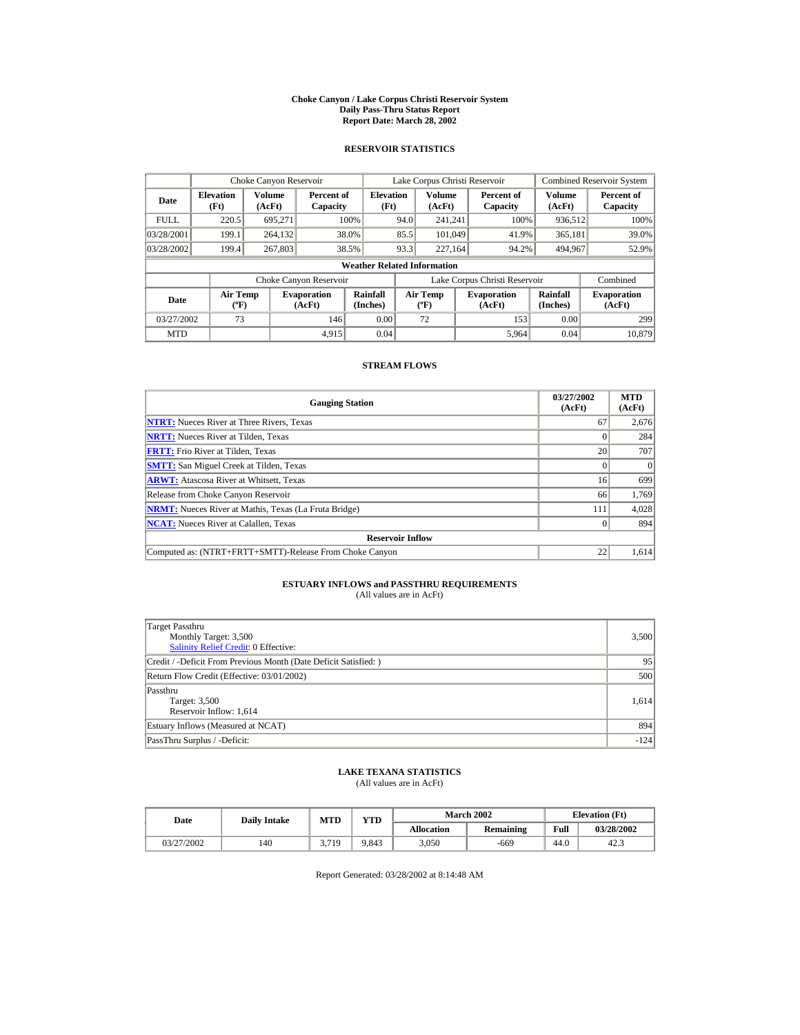# Choke Canyon / Lake Corpus Christi Reservoir System
## Daily Pass-Thru Status Report
## Report Date: March 28, 2002

### RESERVOIR STATISTICS

| | Choke Canyon Reservoir | | | Lake Corpus Christi Reservoir | | | Combined Reservoir System | |
|---|---|---|---|---|---|---|---|---|
| **Date** | **Elevation (Ft)** | **Volume (AcFt)** | **Percent of Capacity** | **Elevation (Ft)** | **Volume (AcFt)** | **Percent of Capacity** | **Volume (AcFt)** | **Percent of Capacity** |
| FULL | 220.5 | 695,271 | 100% | 94.0 | 241,241 | 100% | 936,512 | 100% |
| 03/28/2001 | 199.1 | 264,132 | 38.0% | 85.5 | 101,049 | 41.9% | 365,181 | 39.0% |
| 03/28/2002 | 199.4 | 267,803 | 38.5% | 93.3 | 227,164 | 94.2% | 494,967 | 52.9% |

**Weather Related Information**

| | Choke Canyon Reservoir | | | Lake Corpus Christi Reservoir | | | Combined |
|---|---|---|---|---|---|---|---|
| **Date** | **Air Temp (ºF)** | **Evaporation (AcFt)** | **Rainfall (Inches)** | **Air Temp (ºF)** | **Evaporation (AcFt)** | **Rainfall (Inches)** | **Evaporation (AcFt)** |
| 03/27/2002 | 73 | 146 | 0.00 | 72 | 153 | 0.00 | 299 |
| MTD | | 4,915 | 0.04 | | 5,964 | 0.04 | 10,879 |

### STREAM FLOWS

| Gauging Station | 03/27/2002 (AcFt) | MTD (AcFt) |
|---|---|---|
| **NTRT:** Nueces River at Three Rivers, Texas | 67 | 2,676 |
| **NRTT:** Nueces River at Tilden, Texas | 0 | 284 |
| **FRTT:** Frio River at Tilden, Texas | 20 | 707 |
| **SMTT:** San Miguel Creek at Tilden, Texas | 0 | 0 |
| **ARWT:** Atascosa River at Whitsett, Texas | 16 | 699 |
| Release from Choke Canyon Reservoir | 66 | 1,769 |
| **NRMT:** Nueces River at Mathis, Texas (La Fruta Bridge) | 111 | 4,028 |
| **NCAT:** Nueces River at Calallen, Texas | 0 | 894 |
| **Reservoir Inflow** | | |
| Computed as: (NTRT+FRTT+SMTT)-Release From Choke Canyon | 22 | 1,614 |

### ESTUARY INFLOWS and PASSTHRU REQUIREMENTS
(All values are in AcFt)

| | |
|---|---|
| Target Passthru<br>Monthly Target: 3,500<br>Salinity Relief Credit: 0 Effective: | 3,500 |
| Credit / -Deficit From Previous Month (Date Deficit Satisfied: ) | 95 |
| Return Flow Credit (Effective: 03/01/2002) | 500 |
| Passthru<br>Target: 3,500<br>Reservoir Inflow: 1,614 | 1,614 |
| Estuary Inflows (Measured at NCAT) | 894 |
| PassThru Surplus / -Deficit: | -124 |

### LAKE TEXANA STATISTICS
(All values are in AcFt)

| Date | Daily Intake | MTD | YTD | March 2002 | | Elevation (Ft) | |
|---|---|---|---|---|---|---|---|
| | | | | **Allocation** | **Remaining** | **Full** | **03/28/2002** |
| 03/27/2002 | 140 | 3,719 | 9,843 | 3,050 | -669 | 44.0 | 42.3 |

Report Generated: 03/28/2002 at 8:14:48 AM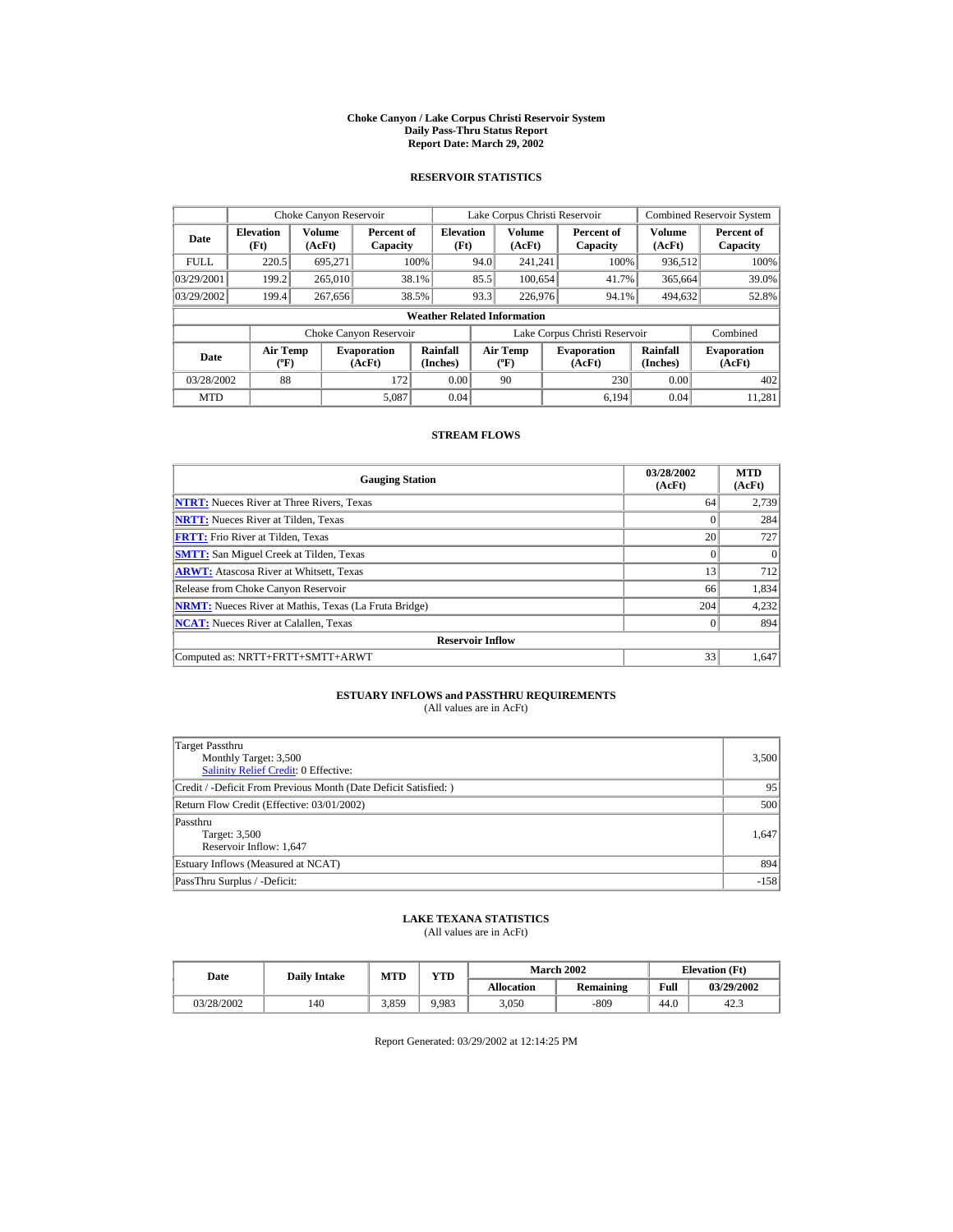# Choke Canyon / Lake Corpus Christi Reservoir System
## Daily Pass-Thru Status Report
## Report Date: March 29, 2002

### RESERVOIR STATISTICS

| Date | Choke Canyon Reservoir | | | Lake Corpus Christi Reservoir | | | Combined Reservoir System | |
|---|---|---|---|---|---|---|---|---|
| | Elevation (Ft) | Volume (AcFt) | Percent of Capacity | Elevation (Ft) | Volume (AcFt) | Percent of Capacity | Volume (AcFt) | Percent of Capacity |
| FULL | 220.5 | 695,271 | 100% | 94.0 | 241,241 | 100% | 936,512 | 100% |
| 03/29/2001 | 199.2 | 265,010 | 38.1% | 85.5 | 100,654 | 41.7% | 365,664 | 39.0% |
| 03/29/2002 | 199.4 | 267,656 | 38.5% | 93.3 | 226,976 | 94.1% | 494,632 | 52.8% |

**Weather Related Information**

| Date | Choke Canyon Reservoir | | | Lake Corpus Christi Reservoir | | | Combined |
|---|---|---|---|---|---|---|---|
| | Air Temp (ºF) | Evaporation (AcFt) | Rainfall (Inches) | Air Temp (ºF) | Evaporation (AcFt) | Rainfall (Inches) | Evaporation (AcFt) |
| 03/28/2002 | 88 | 172 | 0.00 | 90 | 230 | 0.00 | 402 |
| MTD | | 5,087 | 0.04 | | 6,194 | 0.04 | 11,281 |

### STREAM FLOWS

| Gauging Station | 03/28/2002 (AcFt) | MTD (AcFt) |
|---|---|---|
| NTRT: Nueces River at Three Rivers, Texas | 64 | 2,739 |
| NRTT: Nueces River at Tilden, Texas | 0 | 284 |
| FRTT: Frio River at Tilden, Texas | 20 | 727 |
| SMTT: San Miguel Creek at Tilden, Texas | 0 | 0 |
| ARWT: Atascosa River at Whitsett, Texas | 13 | 712 |
| Release from Choke Canyon Reservoir | 66 | 1,834 |
| NRMT: Nueces River at Mathis, Texas (La Fruta Bridge) | 204 | 4,232 |
| NCAT: Nueces River at Calallen, Texas | 0 | 894 |
| **Reservoir Inflow** | | |
| Computed as: NRTT+FRTT+SMTT+ARWT | 33 | 1,647 |

### ESTUARY INFLOWS and PASSTHRU REQUIREMENTS
(All values are in AcFt)

| | |
|---|---|
| Target Passthru<br>Monthly Target: 3,500<br>Salinity Relief Credit: 0 Effective: | 3,500 |
| Credit / -Deficit From Previous Month (Date Deficit Satisfied: ) | 95 |
| Return Flow Credit (Effective: 03/01/2002) | 500 |
| Passthru<br>Target: 3,500<br>Reservoir Inflow: 1,647 | 1,647 |
| Estuary Inflows (Measured at NCAT) | 894 |
| PassThru Surplus / -Deficit: | -158 |

### LAKE TEXANA STATISTICS
(All values are in AcFt)

| Date | Daily Intake | MTD | YTD | March 2002 | | Elevation (Ft) | |
|---|---|---|---|---|---|---|---|
| | | | | Allocation | Remaining | Full | 03/29/2002 |
| 03/28/2002 | 140 | 3,859 | 9,983 | 3,050 | -809 | 44.0 | 42.3 |

Report Generated: 03/29/2002 at 12:14:25 PM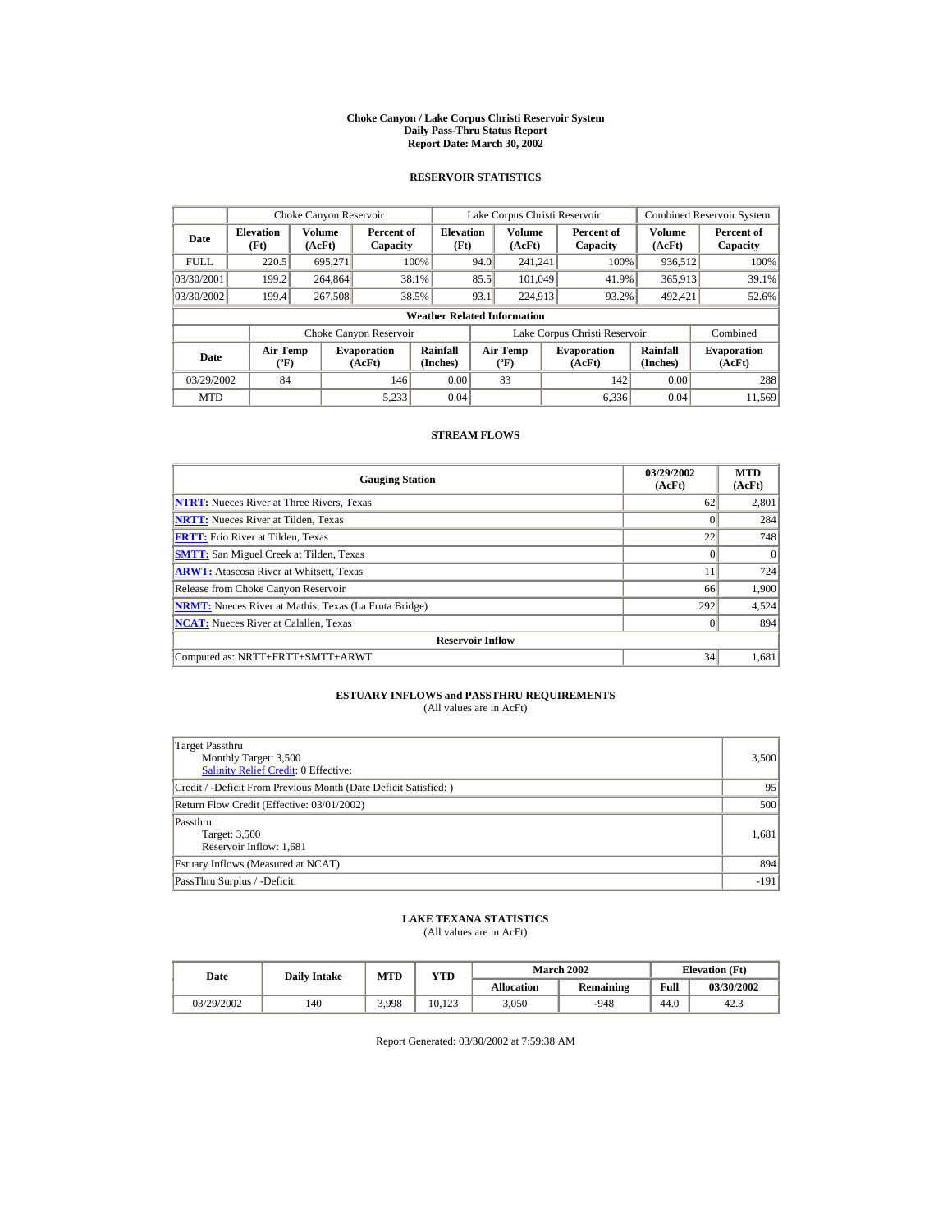# Choke Canyon / Lake Corpus Christi Reservoir System
## Daily Pass-Thru Status Report
### Report Date: March 30, 2002

## RESERVOIR STATISTICS

| | Choke Canyon Reservoir | | | Lake Corpus Christi Reservoir | | | Combined Reservoir System | |
|---|---|---|---|---|---|---|---|---|
| Date | Elevation (Ft) | Volume (AcFt) | Percent of Capacity | Elevation (Ft) | Volume (AcFt) | Percent of Capacity | Volume (AcFt) | Percent of Capacity |
| FULL | 220.5 | 695,271 | 100% | 94.0 | 241,241 | 100% | 936,512 | 100% |
| 03/30/2001 | 199.2 | 264,864 | 38.1% | 85.5 | 101,049 | 41.9% | 365,913 | 39.1% |
| 03/30/2002 | 199.4 | 267,508 | 38.5% | 93.1 | 224,913 | 93.2% | 492,421 | 52.6% |

**Weather Related Information**

| | Choke Canyon Reservoir | | | Lake Corpus Christi Reservoir | | | Combined |
|---|---|---|---|---|---|---|---|
| Date | Air Temp (ºF) | Evaporation (AcFt) | Rainfall (Inches) | Air Temp (ºF) | Evaporation (AcFt) | Rainfall (Inches) | Evaporation (AcFt) |
| 03/29/2002 | 84 | 146 | 0.00 | 83 | 142 | 0.00 | 288 |
| MTD | | 5,233 | 0.04 | | 6,336 | 0.04 | 11,569 |

## STREAM FLOWS

| Gauging Station | 03/29/2002 (AcFt) | MTD (AcFt) |
|---|---|---|
| **NTRT:** Nueces River at Three Rivers, Texas | 62 | 2,801 |
| **NRTT:** Nueces River at Tilden, Texas | 0 | 284 |
| **FRTT:** Frio River at Tilden, Texas | 22 | 748 |
| **SMTT:** San Miguel Creek at Tilden, Texas | 0 | 0 |
| **ARWT:** Atascosa River at Whitsett, Texas | 11 | 724 |
| Release from Choke Canyon Reservoir | 66 | 1,900 |
| **NRMT:** Nueces River at Mathis, Texas (La Fruta Bridge) | 292 | 4,524 |
| **NCAT:** Nueces River at Calallen, Texas | 0 | 894 |
| **Reservoir Inflow** | | |
| Computed as: NRTT+FRTT+SMTT+ARWT | 34 | 1,681 |

## ESTUARY INFLOWS and PASSTHRU REQUIREMENTS
(All values are in AcFt)

| | |
|---|---|
| Target Passthru<br>Monthly Target: 3,500<br>Salinity Relief Credit: 0 Effective: | 3,500 |
| Credit / -Deficit From Previous Month (Date Deficit Satisfied: ) | 95 |
| Return Flow Credit (Effective: 03/01/2002) | 500 |
| Passthru<br>Target: 3,500<br>Reservoir Inflow: 1,681 | 1,681 |
| Estuary Inflows (Measured at NCAT) | 894 |
| PassThru Surplus / -Deficit: | -191 |

## LAKE TEXANA STATISTICS
(All values are in AcFt)

| Date | Daily Intake | MTD | YTD | March 2002 | | Elevation (Ft) | |
|---|---|---|---|---|---|---|---|
| | | | | Allocation | Remaining | Full | 03/30/2002 |
| 03/29/2002 | 140 | 3,998 | 10,123 | 3,050 | -948 | 44.0 | 42.3 |

Report Generated: 03/30/2002 at 7:59:38 AM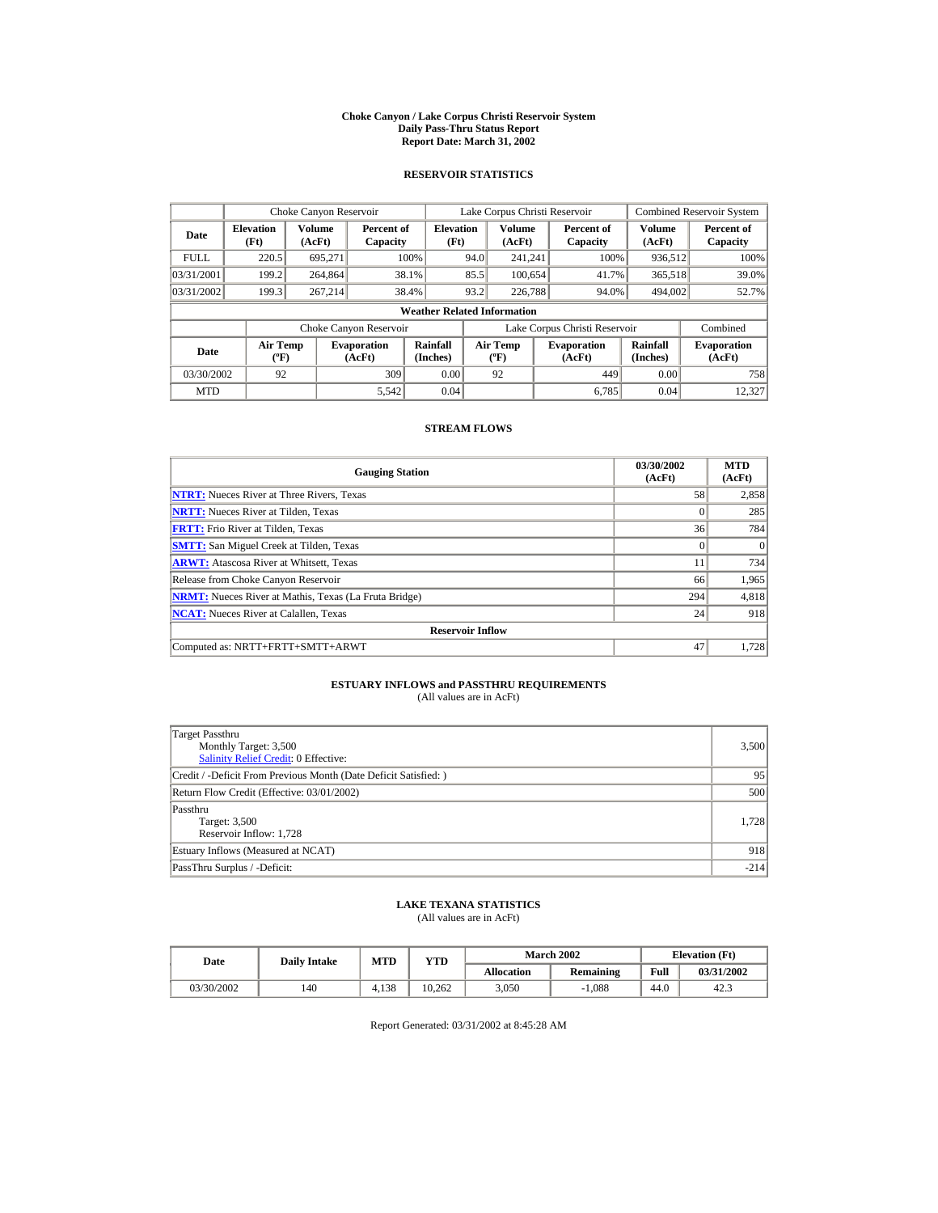# Choke Canyon / Lake Corpus Christi Reservoir System
## Daily Pass-Thru Status Report
### Report Date: March 31, 2002

## RESERVOIR STATISTICS

| | Choke Canyon Reservoir | | | Lake Corpus Christi Reservoir | | | Combined Reservoir System | |
|---|---|---|---|---|---|---|---|---|
| Date | Elevation (Ft) | Volume (AcFt) | Percent of Capacity | Elevation (Ft) | Volume (AcFt) | Percent of Capacity | Volume (AcFt) | Percent of Capacity |
| FULL | 220.5 | 695,271 | 100% | 94.0 | 241,241 | 100% | 936,512 | 100% |
| 03/31/2001 | 199.2 | 264,864 | 38.1% | 85.5 | 100,654 | 41.7% | 365,518 | 39.0% |
| 03/31/2002 | 199.3 | 267,214 | 38.4% | 93.2 | 226,788 | 94.0% | 494,002 | 52.7% |

**Weather Related Information**

| | Choke Canyon Reservoir | | | Lake Corpus Christi Reservoir | | | Combined |
|---|---|---|---|---|---|---|---|
| Date | Air Temp (ºF) | Evaporation (AcFt) | Rainfall (Inches) | Air Temp (ºF) | Evaporation (AcFt) | Rainfall (Inches) | Evaporation (AcFt) |
| 03/30/2002 | 92 | 309 | 0.00 | 92 | 449 | 0.00 | 758 |
| MTD | | 5,542 | 0.04 | | 6,785 | 0.04 | 12,327 |

## STREAM FLOWS

| Gauging Station | 03/30/2002 (AcFt) | MTD (AcFt) |
|---|---|---|
| NTRT: Nueces River at Three Rivers, Texas | 58 | 2,858 |
| NRTT: Nueces River at Tilden, Texas | 0 | 285 |
| FRTT: Frio River at Tilden, Texas | 36 | 784 |
| SMTT: San Miguel Creek at Tilden, Texas | 0 | 0 |
| ARWT: Atascosa River at Whitsett, Texas | 11 | 734 |
| Release from Choke Canyon Reservoir | 66 | 1,965 |
| NRMT: Nueces River at Mathis, Texas (La Fruta Bridge) | 294 | 4,818 |
| NCAT: Nueces River at Calallen, Texas | 24 | 918 |
| **Reservoir Inflow** | | |
| Computed as: NRTT+FRTT+SMTT+ARWT | 47 | 1,728 |

## ESTUARY INFLOWS and PASSTHRU REQUIREMENTS
(All values are in AcFt)

| | |
|---|---|
| Target Passthru<br>Monthly Target: 3,500<br>Salinity Relief Credit: 0 Effective: | 3,500 |
| Credit / -Deficit From Previous Month (Date Deficit Satisfied: ) | 95 |
| Return Flow Credit (Effective: 03/01/2002) | 500 |
| Passthru<br>Target: 3,500<br>Reservoir Inflow: 1,728 | 1,728 |
| Estuary Inflows (Measured at NCAT) | 918 |
| PassThru Surplus / -Deficit: | -214 |

## LAKE TEXANA STATISTICS
(All values are in AcFt)

| Date | Daily Intake | MTD | YTD | March 2002 | | Elevation (Ft) | |
|---|---|---|---|---|---|---|---|
| | | | | Allocation | Remaining | Full | 03/31/2002 |
| 03/30/2002 | 140 | 4,138 | 10,262 | 3,050 | -1,088 | 44.0 | 42.3 |

Report Generated: 03/31/2002 at 8:45:28 AM